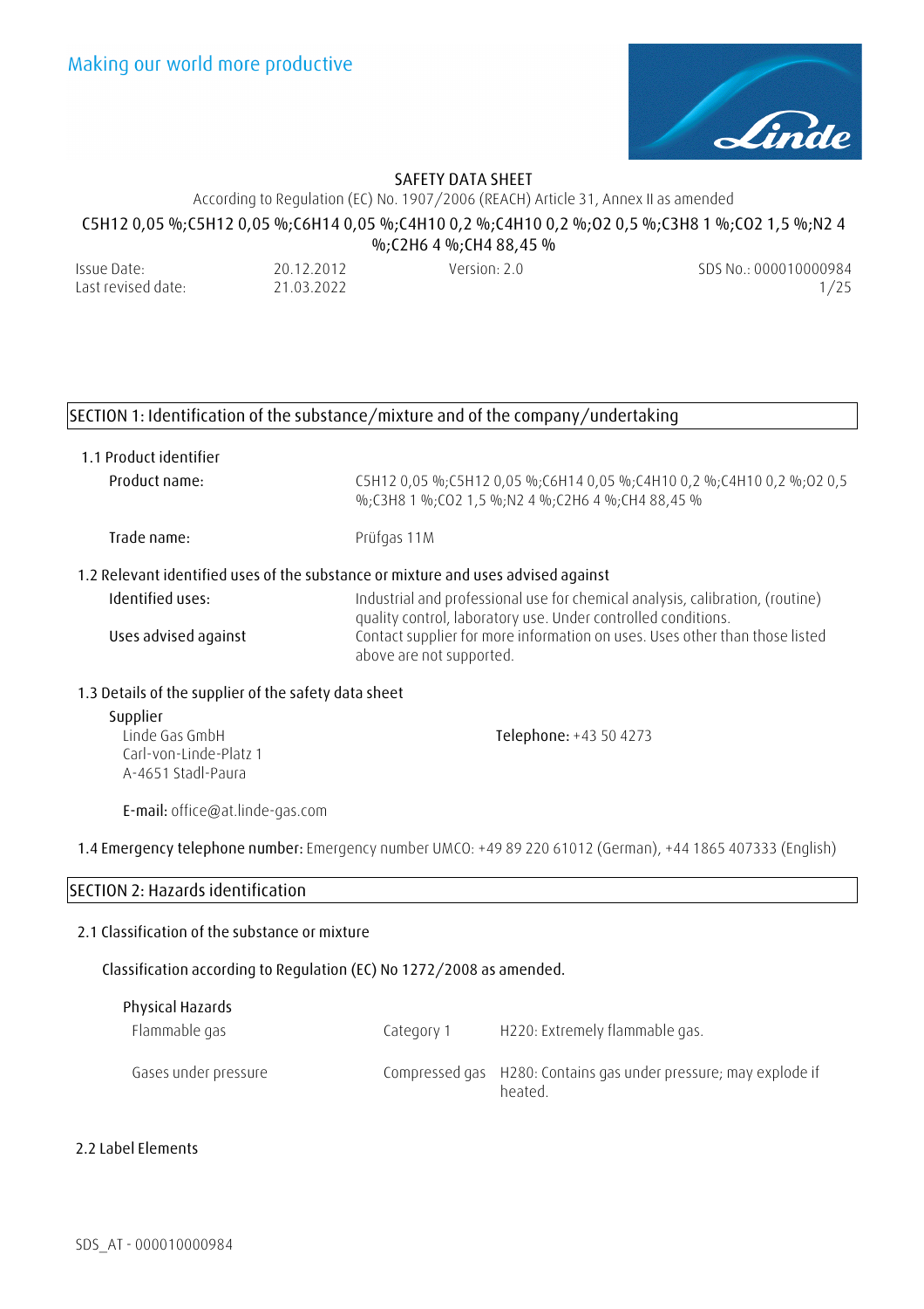Making our world more productive

# SAFETY DATA SHEET

According to Regulation (EC) No. 1907/2006 (REACH) Article 31, Annex II as amended

**$C_5H_{12}$ 0,05 %;$C_5H_{12}$ 0,05 %;$C_6H_{14}$ 0,05 %;$C_4H_{10}$ 0,2 %;$C_4H_{10}$ 0,2 %;$O_2$ 0,5 %;$C_3H_8$ 1 %;$CO_2$ 1,5 %;$N_2$ 4 %;$C_2H_6$ 4 %;$CH_4$ 88,45 %**

| Issue Date: | 20.12.2012 | Version: 2.0 | SDS No.: 000010000984 |
|---|---|---|---|
| Last revised date: | 21.03.2022 | | |

## SECTION 1: Identification of the substance/mixture and of the company/undertaking

### 1.1 Product identifier

**Product name:** $C_5H_{12}$ 0,05 %;$C_5H_{12}$ 0,05 %;$C_6H_{14}$ 0,05 %;$C_4H_{10}$ 0,2 %;$C_4H_{10}$ 0,2 %;$O_2$ 0,5 %;$C_3H_8$ 1 %;$CO_2$ 1,5 %;$N_2$ 4 %;$C_2H_6$ 4 %;$CH_4$ 88,45 %

**Trade name:** Prüfgas 11M

### 1.2 Relevant identified uses of the substance or mixture and uses advised against

**Identified uses:** Industrial and professional use for chemical analysis, calibration, (routine) quality control, laboratory use. Under controlled conditions.

**Uses advised against** Contact supplier for more information on uses. Uses other than those listed above are not supported.

### 1.3 Details of the supplier of the safety data sheet

**Supplier**
Linde Gas GmbH
Carl-von-Linde-Platz 1
A-4651 Stadl-Paura

**Telephone:** +43 50 4273

**E-mail:** office@at.linde-gas.com

### 1.4 Emergency telephone number: Emergency number UMCO: +49 89 220 61012 (German), +44 1865 407333 (English)

## SECTION 2: Hazards identification

### 2.1 Classification of the substance or mixture

Classification according to Regulation (EC) No 1272/2008 as amended.

**Physical Hazards**

| | | |
|---|---|---|
| Flammable gas | Category 1 | H220: Extremely flammable gas. |
| Gases under pressure | Compressed gas | H280: Contains gas under pressure; may explode if heated. |

### 2.2 Label Elements

SDS_AT - 000010000984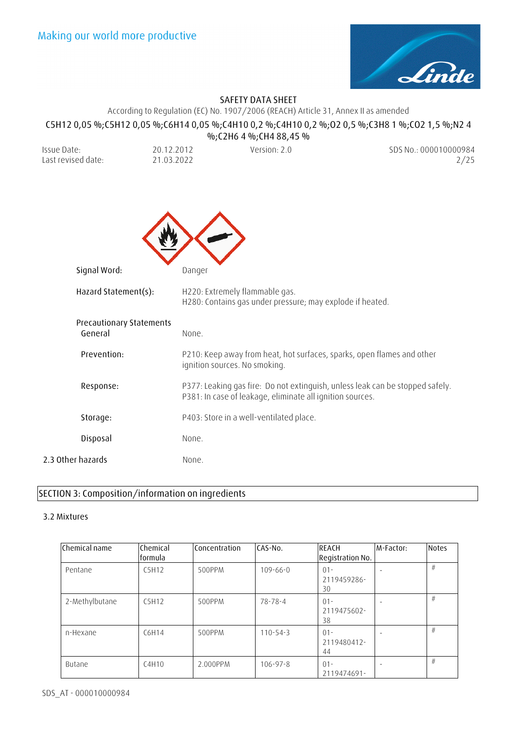Signal Word: Danger

Hazard Statement(s):
H220: Extremely flammable gas.
H280: Contains gas under pressure; may explode if heated.

Precautionary Statements

General: None.

Prevention: P210: Keep away from heat, hot surfaces, sparks, open flames and other ignition sources. No smoking.

Response: P377: Leaking gas fire: Do not extinguish, unless leak can be stopped safely.
P381: In case of leakage, eliminate all ignition sources.

Storage: P403: Store in a well-ventilated place.

Disposal: None.

2.3 Other hazards: None.

## SECTION 3: Composition/information on ingredients

### 3.2 Mixtures

| Chemical name | Chemical formula | Concentration | CAS-No. | REACH Registration No. | M-Factor: | Notes |
|---|---|---|---|---|---|---|
| Pentane | $C_5H_{12}$ | 500PPM | 109-66-0 | 01-2119459286-30 | - | # |
| 2-Methylbutane | $C_5H_{12}$ | 500PPM | 78-78-4 | 01-2119475602-38 | - | # |
| n-Hexane | $C_6H_{14}$ | 500PPM | 110-54-3 | 01-2119480412-44 | - | # |
| Butane | $C_4H_{10}$ | 2.000PPM | 106-97-8 | 01-2119474691- | - | # |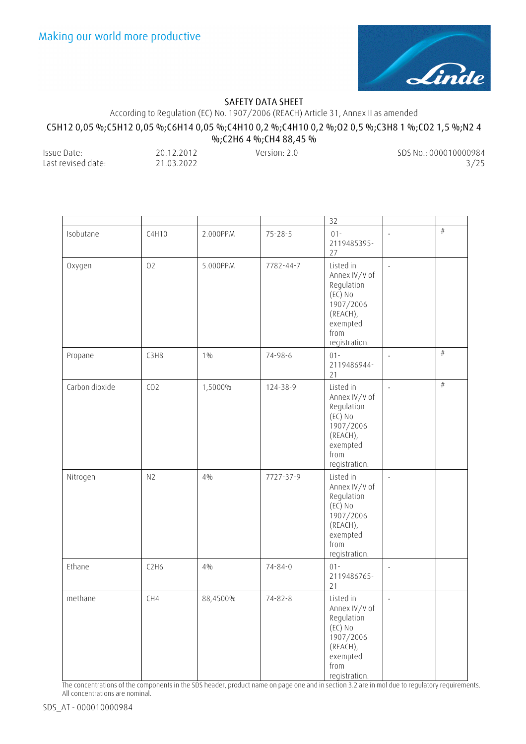| | | | | 32 | | |
|---|---|---|---|---|---|---|
| Isobutane | $C_4H_{10}$ | 2.000PPM | 75-28-5 | 01-2119485395-27 | - | # |
| Oxygen | $O_2$ | 5.000PPM | 7782-44-7 | Listed in Annex IV/V of Regulation (EC) No 1907/2006 (REACH), exempted from registration. | - | |
| Propane | $C_3H_8$ | 1% | 74-98-6 | 01-2119486944-21 | - | # |
| Carbon dioxide | $CO_2$ | 1,5000% | 124-38-9 | Listed in Annex IV/V of Regulation (EC) No 1907/2006 (REACH), exempted from registration. | - | # |
| Nitrogen | $N_2$ | 4% | 7727-37-9 | Listed in Annex IV/V of Regulation (EC) No 1907/2006 (REACH), exempted from registration. | - | |
| Ethane | $C_2H_6$ | 4% | 74-84-0 | 01-2119486765-21 | - | |
| methane | $CH_4$ | 88,4500% | 74-82-8 | Listed in Annex IV/V of Regulation (EC) No 1907/2006 (REACH), exempted from registration. | - | |

The concentrations of the components in the SDS header, product name on page one and in section 3.2 are in mol due to regulatory requirements. All concentrations are nominal.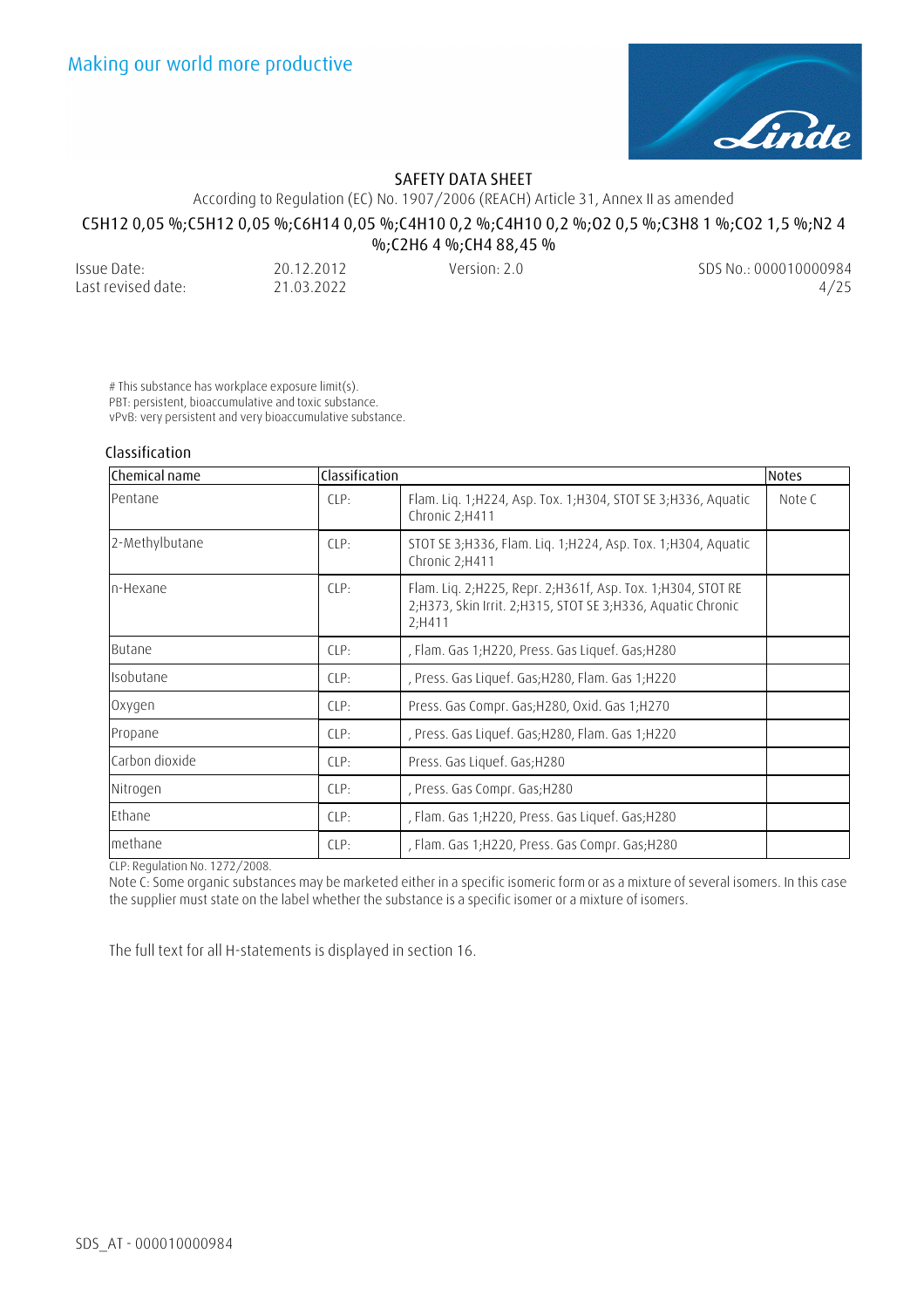# This substance has workplace exposure limit(s).
PBT: persistent, bioaccumulative and toxic substance.
vPvB: very persistent and very bioaccumulative substance.

### Classification

| Chemical name | Classification | | Notes |
|---|---|---|---|
| Pentane | CLP: | Flam. Liq. 1;H224, Asp. Tox. 1;H304, STOT SE 3;H336, Aquatic Chronic 2;H411 | Note C |
| 2-Methylbutane | CLP: | STOT SE 3;H336, Flam. Liq. 1;H224, Asp. Tox. 1;H304, Aquatic Chronic 2;H411 | |
| n-Hexane | CLP: | Flam. Liq. 2;H225, Repr. 2;H361f, Asp. Tox. 1;H304, STOT RE 2;H373, Skin Irrit. 2;H315, STOT SE 3;H336, Aquatic Chronic 2;H411 | |
| Butane | CLP: | , Flam. Gas 1;H220, Press. Gas Liquef. Gas;H280 | |
| Isobutane | CLP: | , Press. Gas Liquef. Gas;H280, Flam. Gas 1;H220 | |
| Oxygen | CLP: | Press. Gas Compr. Gas;H280, Oxid. Gas 1;H270 | |
| Propane | CLP: | , Press. Gas Liquef. Gas;H280, Flam. Gas 1;H220 | |
| Carbon dioxide | CLP: | Press. Gas Liquef. Gas;H280 | |
| Nitrogen | CLP: | , Press. Gas Compr. Gas;H280 | |
| Ethane | CLP: | , Flam. Gas 1;H220, Press. Gas Liquef. Gas;H280 | |
| methane | CLP: | , Flam. Gas 1;H220, Press. Gas Compr. Gas;H280 | |

CLP: Regulation No. 1272/2008.
Note C: Some organic substances may be marketed either in a specific isomeric form or as a mixture of several isomers. In this case the supplier must state on the label whether the substance is a specific isomer or a mixture of isomers.

The full text for all H-statements is displayed in section 16.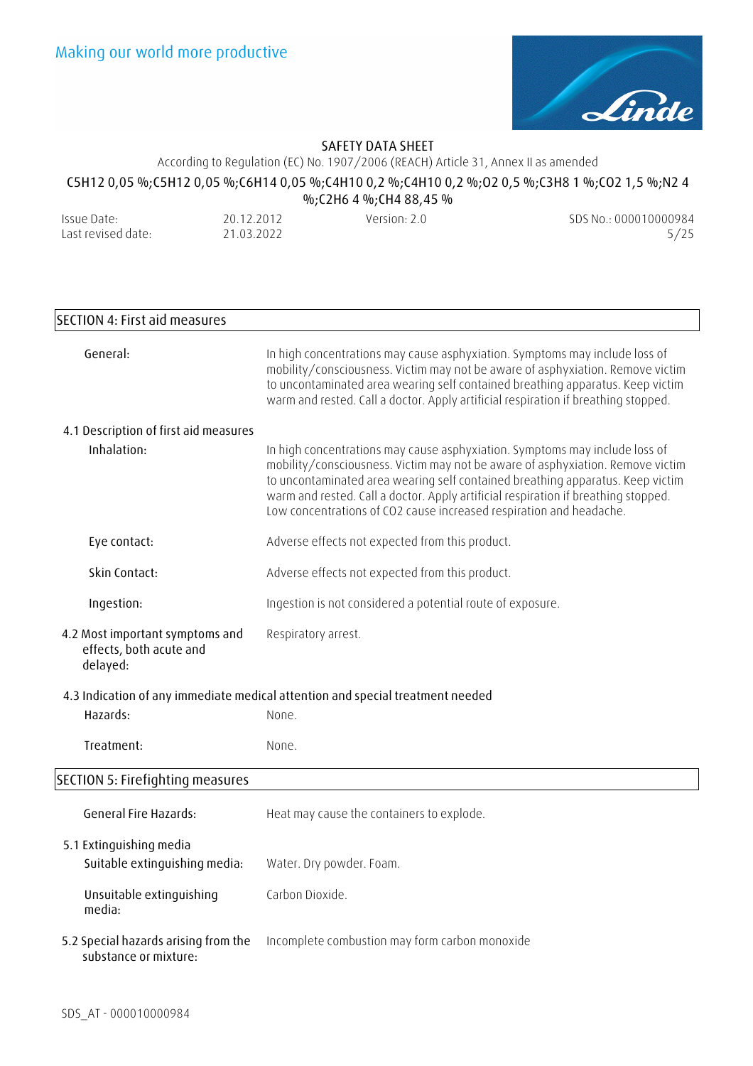## SECTION 4: First aid measures

**General:** In high concentrations may cause asphyxiation. Symptoms may include loss of mobility/consciousness. Victim may not be aware of asphyxiation. Remove victim to uncontaminated area wearing self contained breathing apparatus. Keep victim warm and rested. Call a doctor. Apply artificial respiration if breathing stopped.

### 4.1 Description of first aid measures

**Inhalation:** In high concentrations may cause asphyxiation. Symptoms may include loss of mobility/consciousness. Victim may not be aware of asphyxiation. Remove victim to uncontaminated area wearing self contained breathing apparatus. Keep victim warm and rested. Call a doctor. Apply artificial respiration if breathing stopped. Low concentrations of $CO_2$ cause increased respiration and headache.

**Eye contact:** Adverse effects not expected from this product.

**Skin Contact:** Adverse effects not expected from this product.

**Ingestion:** Ingestion is not considered a potential route of exposure.

**4.2 Most important symptoms and effects, both acute and delayed:** Respiratory arrest.

### 4.3 Indication of any immediate medical attention and special treatment needed

**Hazards:** None.

**Treatment:** None.

## SECTION 5: Firefighting measures

**General Fire Hazards:** Heat may cause the containers to explode.

### 5.1 Extinguishing media

**Suitable extinguishing media:** Water. Dry powder. Foam.

**Unsuitable extinguishing media:** Carbon Dioxide.

**5.2 Special hazards arising from the substance or mixture:** Incomplete combustion may form carbon monoxide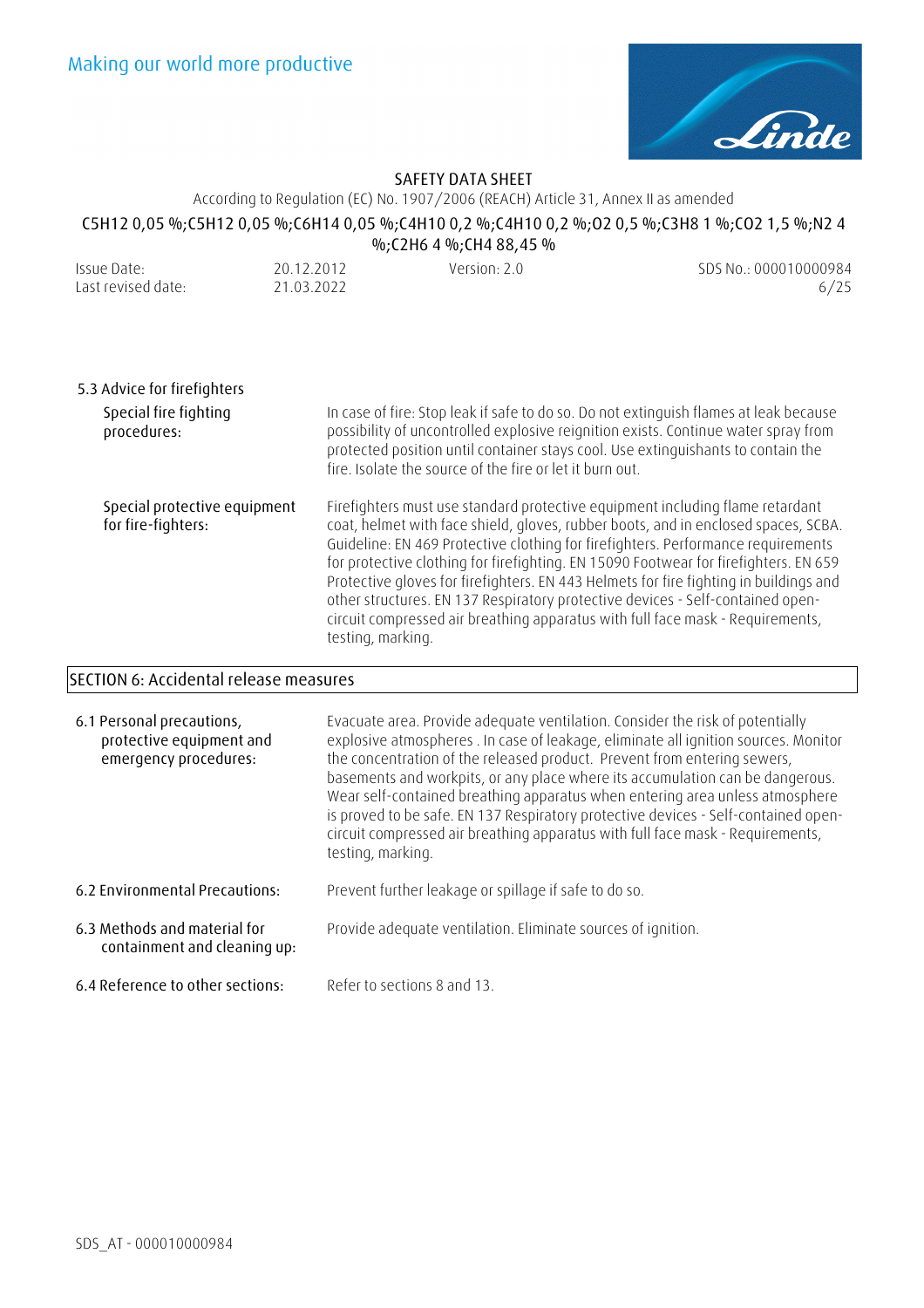### 5.3 Advice for firefighters

**Special fire fighting procedures:** In case of fire: Stop leak if safe to do so. Do not extinguish flames at leak because possibility of uncontrolled explosive reignition exists. Continue water spray from protected position until container stays cool. Use extinguishants to contain the fire. Isolate the source of the fire or let it burn out.

**Special protective equipment for fire-fighters:** Firefighters must use standard protective equipment including flame retardant coat, helmet with face shield, gloves, rubber boots, and in enclosed spaces, SCBA. Guideline: EN 469 Protective clothing for firefighters. Performance requirements for protective clothing for firefighting. EN 15090 Footwear for firefighters. EN 659 Protective gloves for firefighters. EN 443 Helmets for fire fighting in buildings and other structures. EN 137 Respiratory protective devices - Self-contained open-circuit compressed air breathing apparatus with full face mask - Requirements, testing, marking.

## SECTION 6: Accidental release measures

**6.1 Personal precautions, protective equipment and emergency procedures:** Evacuate area. Provide adequate ventilation. Consider the risk of potentially explosive atmospheres . In case of leakage, eliminate all ignition sources. Monitor the concentration of the released product. Prevent from entering sewers, basements and workpits, or any place where its accumulation can be dangerous. Wear self-contained breathing apparatus when entering area unless atmosphere is proved to be safe. EN 137 Respiratory protective devices - Self-contained open-circuit compressed air breathing apparatus with full face mask - Requirements, testing, marking.

**6.2 Environmental Precautions:** Prevent further leakage or spillage if safe to do so.

**6.3 Methods and material for containment and cleaning up:** Provide adequate ventilation. Eliminate sources of ignition.

**6.4 Reference to other sections:** Refer to sections 8 and 13.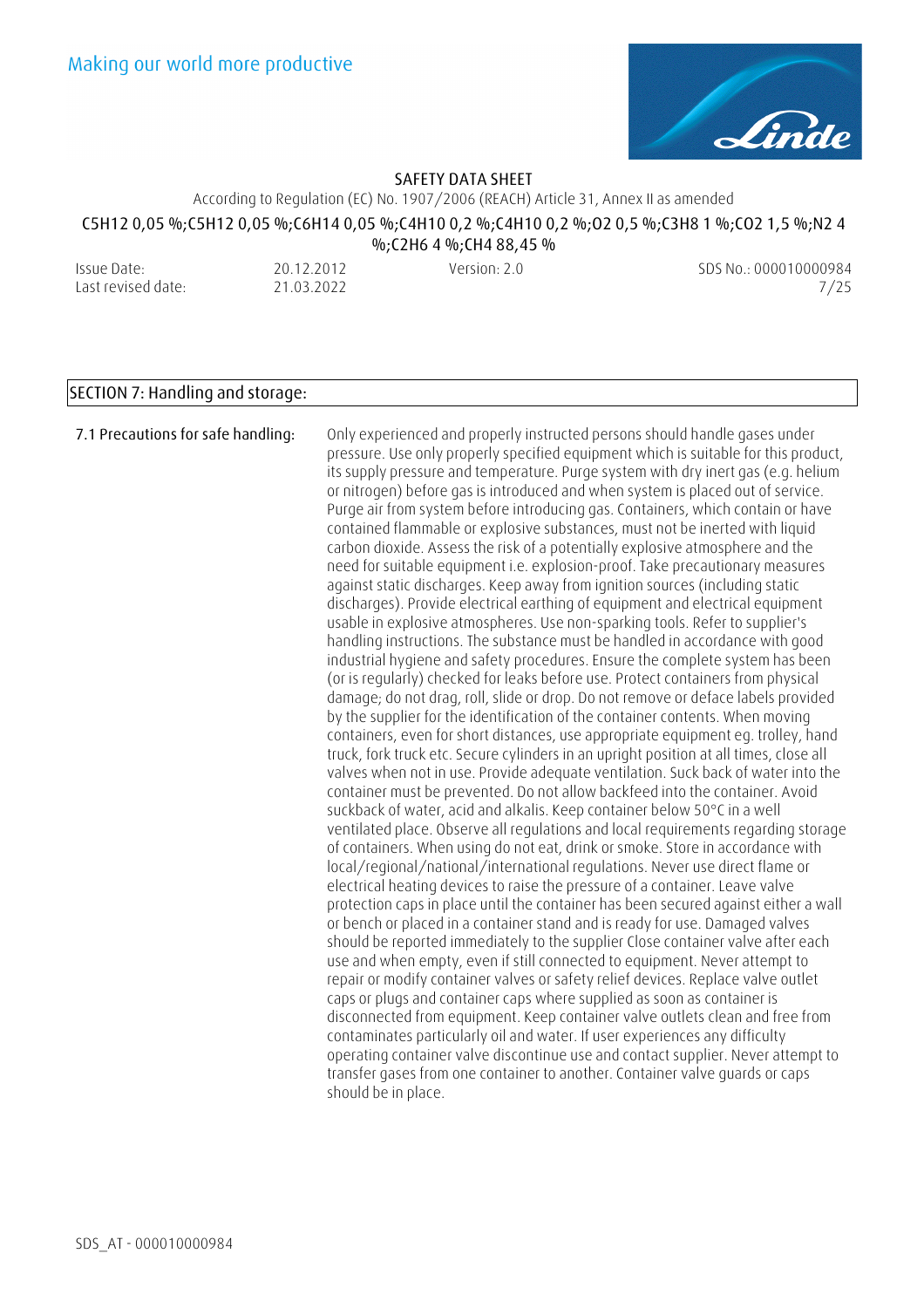## SECTION 7: Handling and storage:

**7.1 Precautions for safe handling:**

Only experienced and properly instructed persons should handle gases under pressure. Use only properly specified equipment which is suitable for this product, its supply pressure and temperature. Purge system with dry inert gas (e.g. helium or nitrogen) before gas is introduced and when system is placed out of service. Purge air from system before introducing gas. Containers, which contain or have contained flammable or explosive substances, must not be inerted with liquid carbon dioxide. Assess the risk of a potentially explosive atmosphere and the need for suitable equipment i.e. explosion-proof. Take precautionary measures against static discharges. Keep away from ignition sources (including static discharges). Provide electrical earthing of equipment and electrical equipment usable in explosive atmospheres. Use non-sparking tools. Refer to supplier's handling instructions. The substance must be handled in accordance with good industrial hygiene and safety procedures. Ensure the complete system has been (or is regularly) checked for leaks before use. Protect containers from physical damage; do not drag, roll, slide or drop. Do not remove or deface labels provided by the supplier for the identification of the container contents. When moving containers, even for short distances, use appropriate equipment eg. trolley, hand truck, fork truck etc. Secure cylinders in an upright position at all times, close all valves when not in use. Provide adequate ventilation. Suck back of water into the container must be prevented. Do not allow backfeed into the container. Avoid suckback of water, acid and alkalis. Keep container below 50°C in a well ventilated place. Observe all regulations and local requirements regarding storage of containers. When using do not eat, drink or smoke. Store in accordance with local/regional/national/international regulations. Never use direct flame or electrical heating devices to raise the pressure of a container. Leave valve protection caps in place until the container has been secured against either a wall or bench or placed in a container stand and is ready for use. Damaged valves should be reported immediately to the supplier Close container valve after each use and when empty, even if still connected to equipment. Never attempt to repair or modify container valves or safety relief devices. Replace valve outlet caps or plugs and container caps where supplied as soon as container is disconnected from equipment. Keep container valve outlets clean and free from contaminates particularly oil and water. If user experiences any difficulty operating container valve discontinue use and contact supplier. Never attempt to transfer gases from one container to another. Container valve guards or caps should be in place.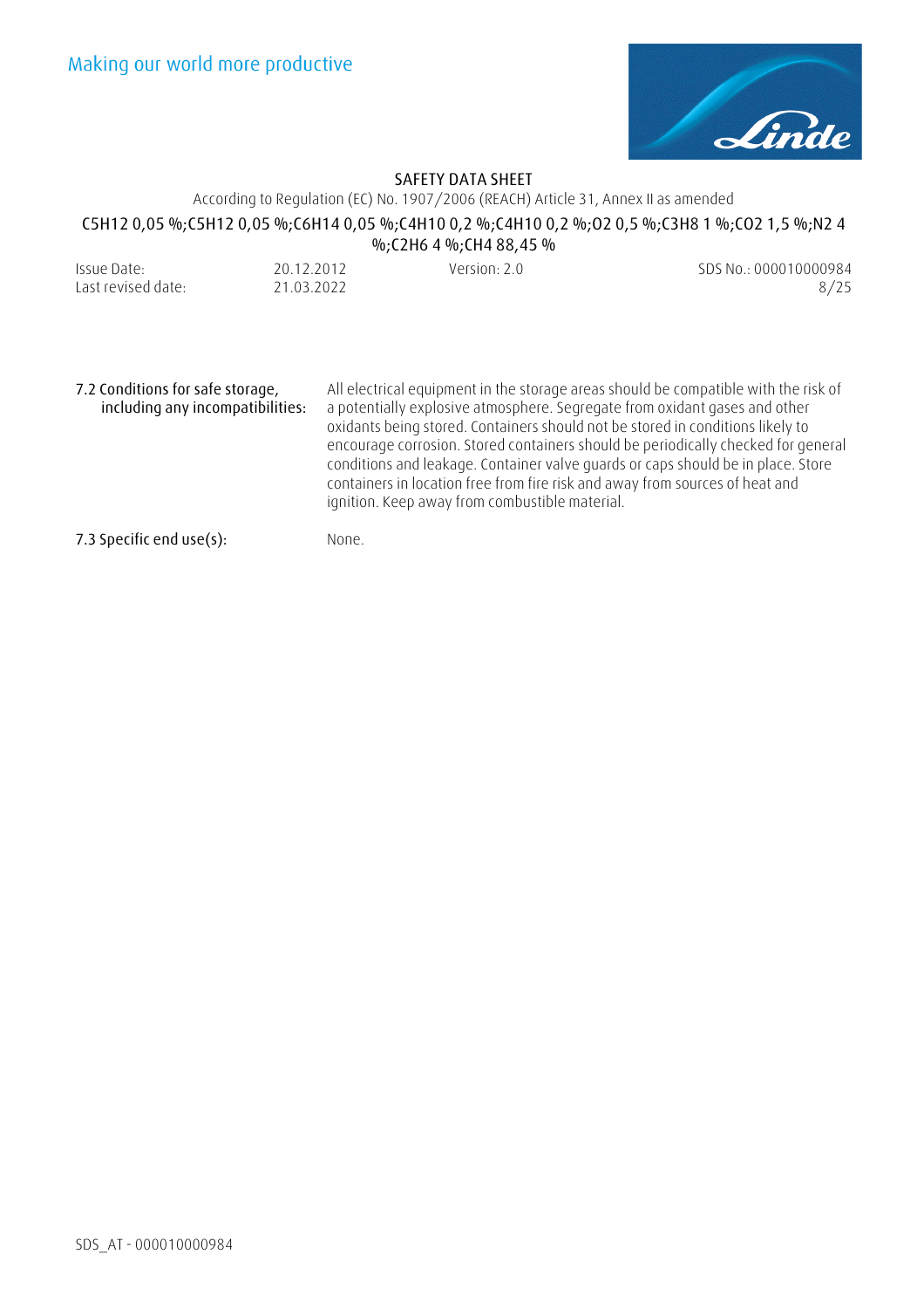**7.2 Conditions for safe storage, including any incompatibilities:**

All electrical equipment in the storage areas should be compatible with the risk of a potentially explosive atmosphere. Segregate from oxidant gases and other oxidants being stored. Containers should not be stored in conditions likely to encourage corrosion. Stored containers should be periodically checked for general conditions and leakage. Container valve guards or caps should be in place. Store containers in location free from fire risk and away from sources of heat and ignition. Keep away from combustible material.

**7.3 Specific end use(s):**

None.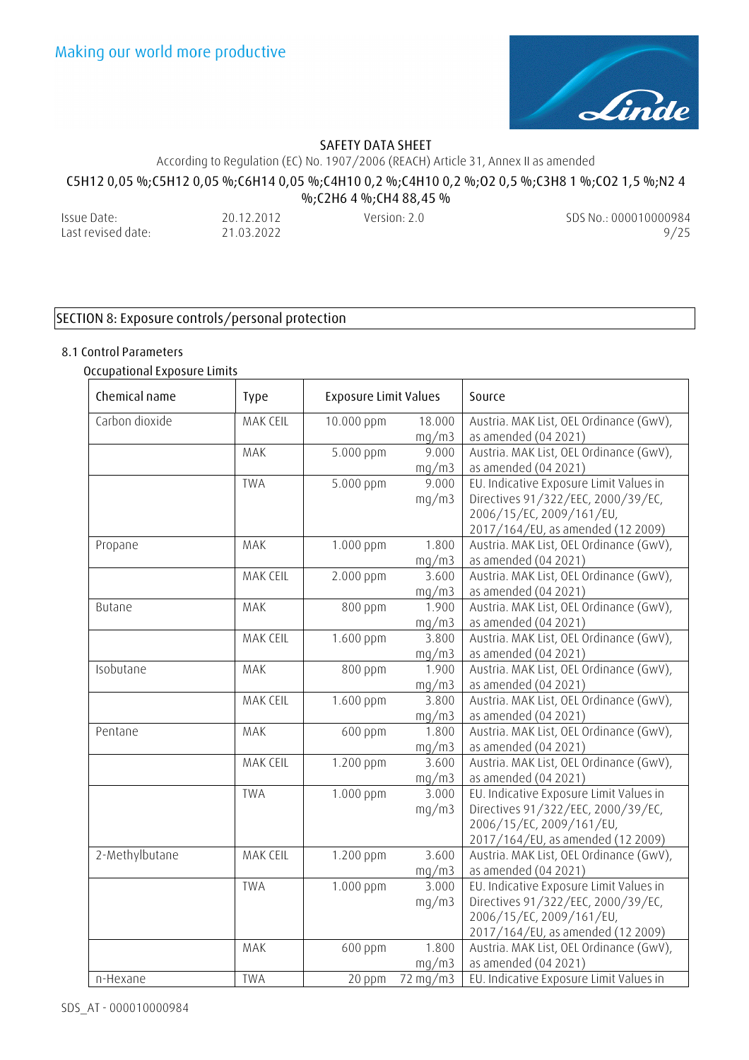## SECTION 8: Exposure controls/personal protection

### 8.1 Control Parameters

Occupational Exposure Limits

| Chemical name | Type | Exposure Limit Values | | Source |
|---|---|---|---|---|
| Carbon dioxide | MAK CEIL | 10.000 ppm | 18.000 mg/m3 | Austria. MAK List, OEL Ordinance (GwV), as amended (04 2021) |
| | MAK | 5.000 ppm | 9.000 mg/m3 | Austria. MAK List, OEL Ordinance (GwV), as amended (04 2021) |
| | TWA | 5.000 ppm | 9.000 mg/m3 | EU. Indicative Exposure Limit Values in Directives 91/322/EEC, 2000/39/EC, 2006/15/EC, 2009/161/EU, 2017/164/EU, as amended (12 2009) |
| Propane | MAK | 1.000 ppm | 1.800 mg/m3 | Austria. MAK List, OEL Ordinance (GwV), as amended (04 2021) |
| | MAK CEIL | 2.000 ppm | 3.600 mg/m3 | Austria. MAK List, OEL Ordinance (GwV), as amended (04 2021) |
| Butane | MAK | 800 ppm | 1.900 mg/m3 | Austria. MAK List, OEL Ordinance (GwV), as amended (04 2021) |
| | MAK CEIL | 1.600 ppm | 3.800 mg/m3 | Austria. MAK List, OEL Ordinance (GwV), as amended (04 2021) |
| Isobutane | MAK | 800 ppm | 1.900 mg/m3 | Austria. MAK List, OEL Ordinance (GwV), as amended (04 2021) |
| | MAK CEIL | 1.600 ppm | 3.800 mg/m3 | Austria. MAK List, OEL Ordinance (GwV), as amended (04 2021) |
| Pentane | MAK | 600 ppm | 1.800 mg/m3 | Austria. MAK List, OEL Ordinance (GwV), as amended (04 2021) |
| | MAK CEIL | 1.200 ppm | 3.600 mg/m3 | Austria. MAK List, OEL Ordinance (GwV), as amended (04 2021) |
| | TWA | 1.000 ppm | 3.000 mg/m3 | EU. Indicative Exposure Limit Values in Directives 91/322/EEC, 2000/39/EC, 2006/15/EC, 2009/161/EU, 2017/164/EU, as amended (12 2009) |
| 2-Methylbutane | MAK CEIL | 1.200 ppm | 3.600 mg/m3 | Austria. MAK List, OEL Ordinance (GwV), as amended (04 2021) |
| | TWA | 1.000 ppm | 3.000 mg/m3 | EU. Indicative Exposure Limit Values in Directives 91/322/EEC, 2000/39/EC, 2006/15/EC, 2009/161/EU, 2017/164/EU, as amended (12 2009) |
| | MAK | 600 ppm | 1.800 mg/m3 | Austria. MAK List, OEL Ordinance (GwV), as amended (04 2021) |
| n-Hexane | TWA | 20 ppm | 72 mg/m3 | EU. Indicative Exposure Limit Values in |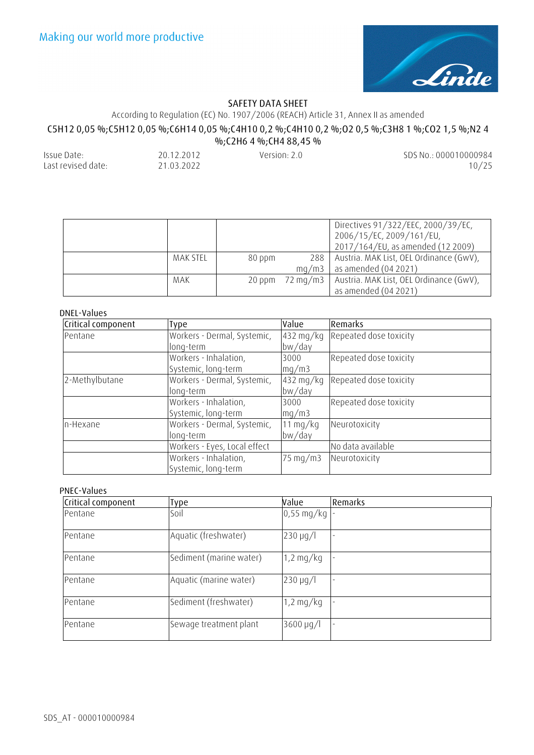| | | | Directives 91/322/EEC, 2000/39/EC, 2006/15/EC, 2009/161/EU, 2017/164/EU, as amended (12 2009) |
|---|---|---|---|
| | MAK STEL | 80 ppm 288 mg/m3 | Austria. MAK List, OEL Ordinance (GwV), as amended (04 2021) |
| | MAK | 20 ppm 72 mg/m3 | Austria. MAK List, OEL Ordinance (GwV), as amended (04 2021) |

DNEL-Values

| Critical component | Type | Value | Remarks |
|---|---|---|---|
| Pentane | Workers - Dermal, Systemic, long-term | 432 mg/kg bw/day | Repeated dose toxicity |
| | Workers - Inhalation, Systemic, long-term | 3000 mg/m3 | Repeated dose toxicity |
| 2-Methylbutane | Workers - Dermal, Systemic, long-term | 432 mg/kg bw/day | Repeated dose toxicity |
| | Workers - Inhalation, Systemic, long-term | 3000 mg/m3 | Repeated dose toxicity |
| n-Hexane | Workers - Dermal, Systemic, long-term | 11 mg/kg bw/day | Neurotoxicity |
| | Workers - Eyes, Local effect | | No data available |
| | Workers - Inhalation, Systemic, long-term | 75 mg/m3 | Neurotoxicity |

PNEC-Values

| Critical component | Type | Value | Remarks |
|---|---|---|---|
| Pentane | Soil | 0,55 mg/kg | - |
| Pentane | Aquatic (freshwater) | 230 µg/l | - |
| Pentane | Sediment (marine water) | 1,2 mg/kg | - |
| Pentane | Aquatic (marine water) | 230 µg/l | - |
| Pentane | Sediment (freshwater) | 1,2 mg/kg | - |
| Pentane | Sewage treatment plant | 3600 µg/l | - |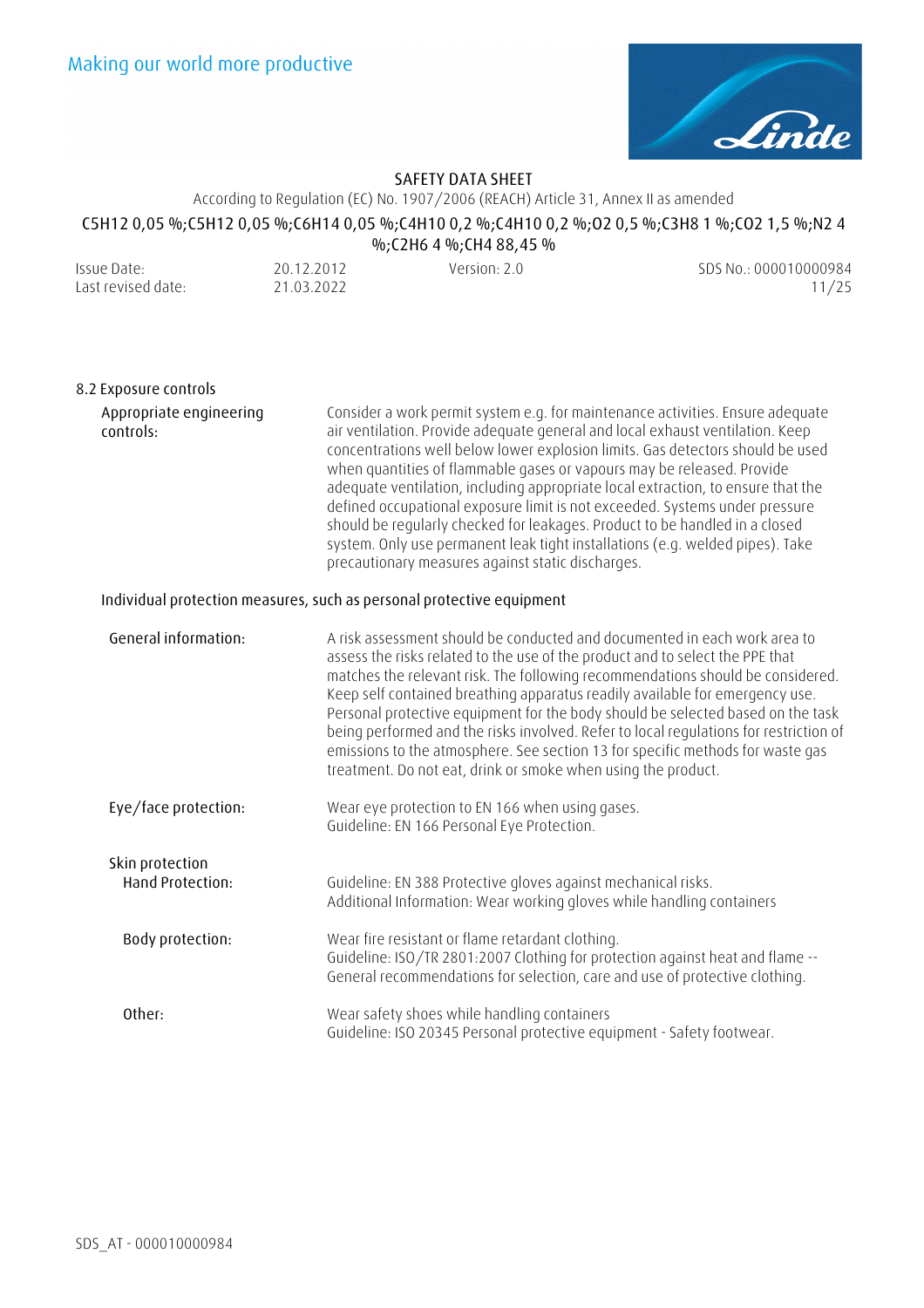## 8.2 Exposure controls

**Appropriate engineering controls:** Consider a work permit system e.g. for maintenance activities. Ensure adequate air ventilation. Provide adequate general and local exhaust ventilation. Keep concentrations well below lower explosion limits. Gas detectors should be used when quantities of flammable gases or vapours may be released. Provide adequate ventilation, including appropriate local extraction, to ensure that the defined occupational exposure limit is not exceeded. Systems under pressure should be regularly checked for leakages. Product to be handled in a closed system. Only use permanent leak tight installations (e.g. welded pipes). Take precautionary measures against static discharges.

### Individual protection measures, such as personal protective equipment

**General information:** A risk assessment should be conducted and documented in each work area to assess the risks related to the use of the product and to select the PPE that matches the relevant risk. The following recommendations should be considered. Keep self contained breathing apparatus readily available for emergency use. Personal protective equipment for the body should be selected based on the task being performed and the risks involved. Refer to local regulations for restriction of emissions to the atmosphere. See section 13 for specific methods for waste gas treatment. Do not eat, drink or smoke when using the product.

**Eye/face protection:** Wear eye protection to EN 166 when using gases.
Guideline: EN 166 Personal Eye Protection.

**Skin protection**

**Hand Protection:** Guideline: EN 388 Protective gloves against mechanical risks.
Additional Information: Wear working gloves while handling containers

**Body protection:** Wear fire resistant or flame retardant clothing.
Guideline: ISO/TR 2801:2007 Clothing for protection against heat and flame -- General recommendations for selection, care and use of protective clothing.

**Other:** Wear safety shoes while handling containers
Guideline: ISO 20345 Personal protective equipment - Safety footwear.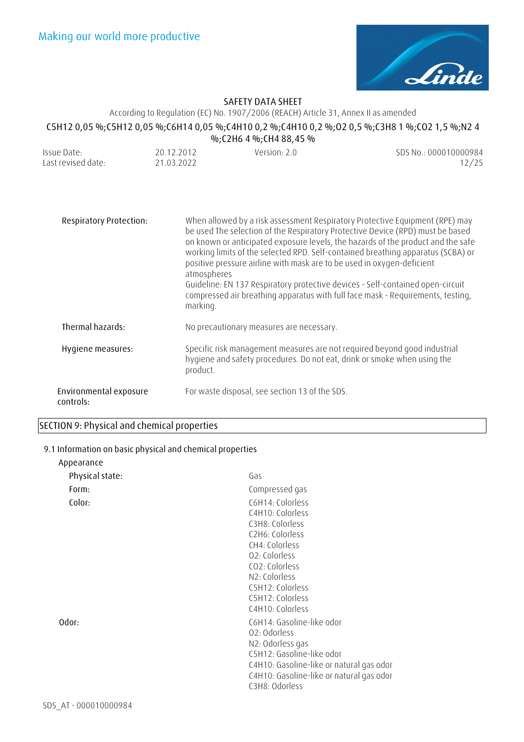| | |
|---|---|
| Respiratory Protection: | When allowed by a risk assessment Respiratory Protective Equipment (RPE) may be used The selection of the Respiratory Protective Device (RPD) must be based on known or anticipated exposure levels, the hazards of the product and the safe working limits of the selected RPD. Self-contained breathing apparatus (SCBA) or positive pressure airline with mask are to be used in oxygen-deficient atmospheres<br>Guideline: EN 137 Respiratory protective devices - Self-contained open-circuit compressed air breathing apparatus with full face mask - Requirements, testing, marking. |
| Thermal hazards: | No precautionary measures are necessary. |
| Hygiene measures: | Specific risk management measures are not required beyond good industrial hygiene and safety procedures. Do not eat, drink or smoke when using the product. |
| Environmental exposure controls: | For waste disposal, see section 13 of the SDS. |

## SECTION 9: Physical and chemical properties

### 9.1 Information on basic physical and chemical properties

Appearance

| | |
|---|---|
| Physical state: | Gas |
| Form: | Compressed gas |
| Color: | $C_6H_{14}$: Colorless<br>$C_4H_{10}$: Colorless<br>$C_3H_8$: Colorless<br>$C_2H_6$: Colorless<br>$CH_4$: Colorless<br>$O_2$: Colorless<br>$CO_2$: Colorless<br>$N_2$: Colorless<br>$C_5H_{12}$: Colorless<br>$C_5H_{12}$: Colorless<br>$C_4H_{10}$: Colorless |
| Odor: | $C_6H_{14}$: Gasoline-like odor<br>$O_2$: Odorless<br>$N_2$: Odorless gas<br>$C_5H_{12}$: Gasoline-like odor<br>$C_4H_{10}$: Gasoline-like or natural gas odor<br>$C_4H_{10}$: Gasoline-like or natural gas odor<br>$C_3H_8$: Odorless |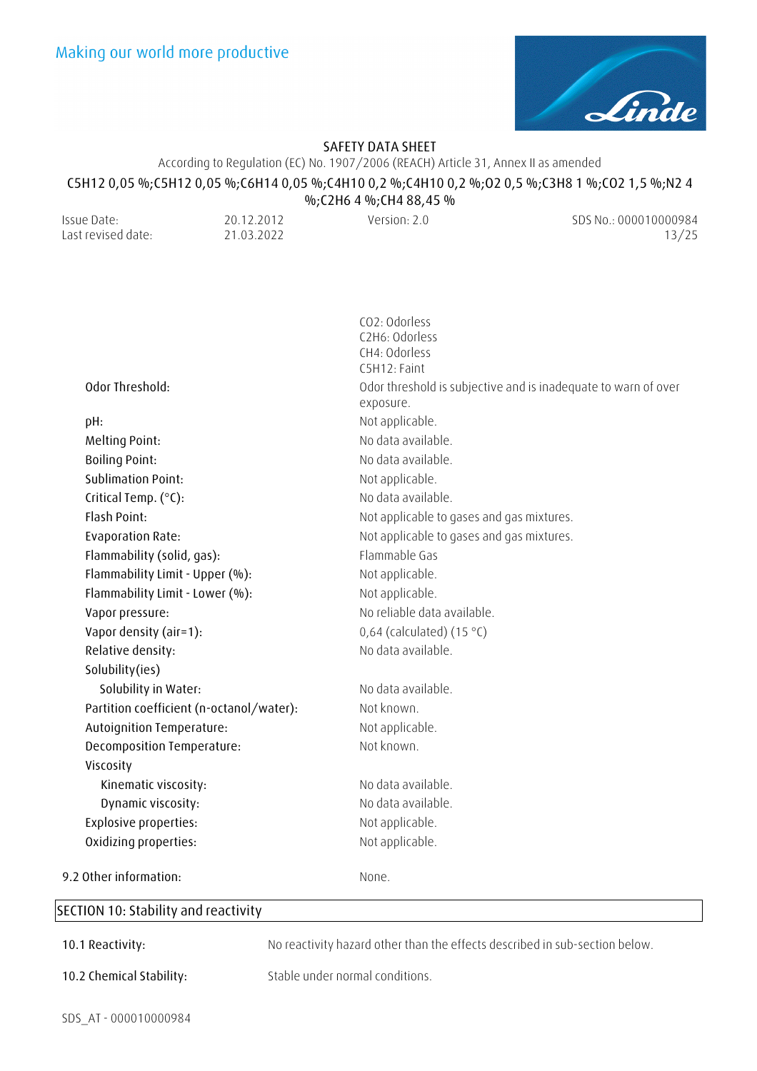| | |
|---|---|
| | $CO_2$: Odorless<br>$C_2H_6$: Odorless<br>$CH_4$: Odorless<br>$C_5H_{12}$: Faint |
| Odor Threshold: | Odor threshold is subjective and is inadequate to warn of over exposure. |
| pH: | Not applicable. |
| Melting Point: | No data available. |
| Boiling Point: | No data available. |
| Sublimation Point: | Not applicable. |
| Critical Temp. (°C): | No data available. |
| Flash Point: | Not applicable to gases and gas mixtures. |
| Evaporation Rate: | Not applicable to gases and gas mixtures. |
| Flammability (solid, gas): | Flammable Gas |
| Flammability Limit - Upper (%): | Not applicable. |
| Flammability Limit - Lower (%): | Not applicable. |
| Vapor pressure: | No reliable data available. |
| Vapor density (air=1): | 0,64 (calculated) (15 °C) |
| Relative density: | No data available. |
| Solubility(ies) | |
| Solubility in Water: | No data available. |
| Partition coefficient (n-octanol/water): | Not known. |
| Autoignition Temperature: | Not applicable. |
| Decomposition Temperature: | Not known. |
| Viscosity | |
| Kinematic viscosity: | No data available. |
| Dynamic viscosity: | No data available. |
| Explosive properties: | Not applicable. |
| Oxidizing properties: | Not applicable. |

9.2 Other information: None.

## SECTION 10: Stability and reactivity

**10.1 Reactivity:** No reactivity hazard other than the effects described in sub-section below.

**10.2 Chemical Stability:** Stable under normal conditions.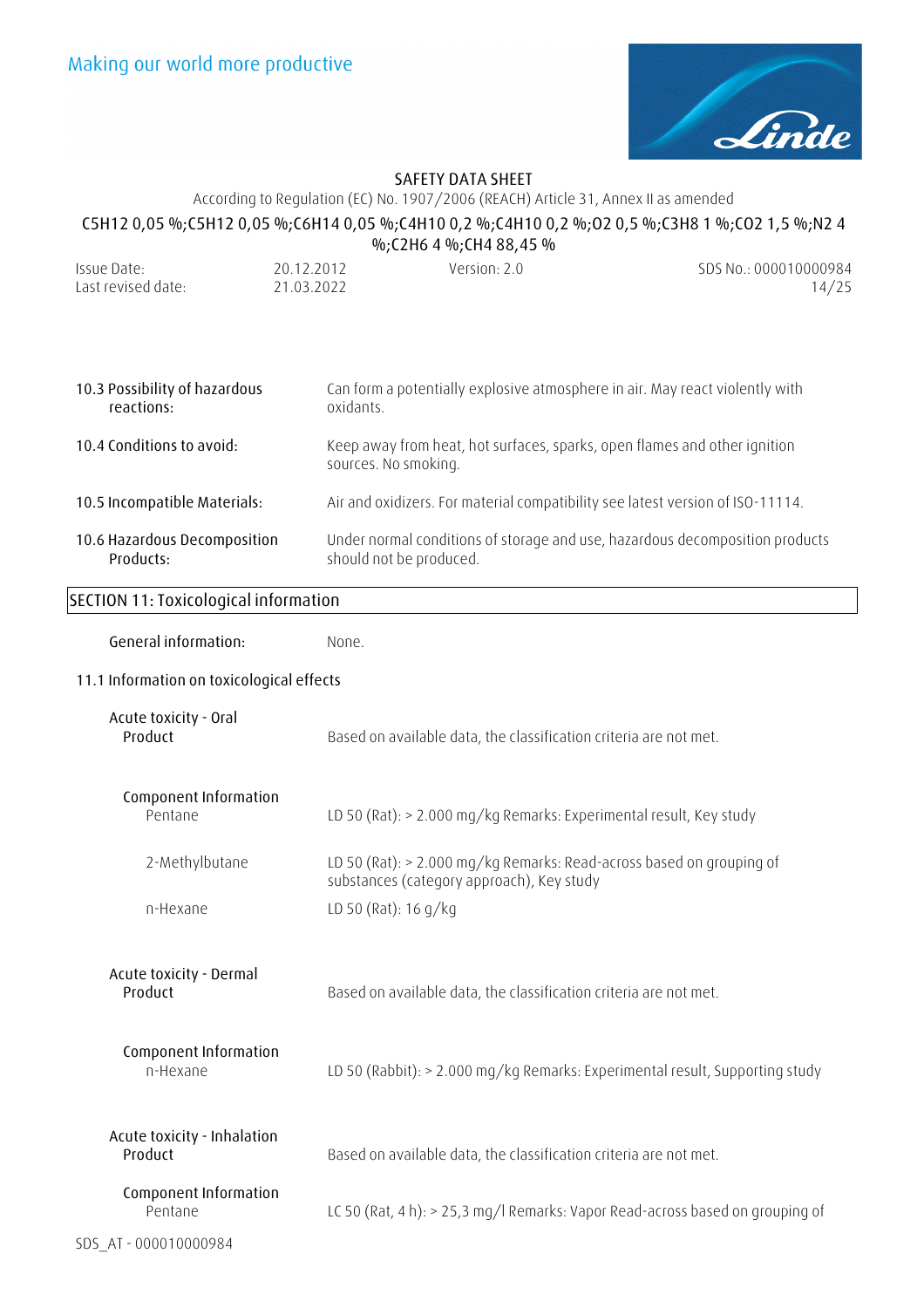| | |
|---|---|
| 10.3 Possibility of hazardous reactions: | Can form a potentially explosive atmosphere in air. May react violently with oxidants. |
| 10.4 Conditions to avoid: | Keep away from heat, hot surfaces, sparks, open flames and other ignition sources. No smoking. |
| 10.5 Incompatible Materials: | Air and oxidizers. For material compatibility see latest version of ISO-11114. |
| 10.6 Hazardous Decomposition Products: | Under normal conditions of storage and use, hazardous decomposition products should not be produced. |

## SECTION 11: Toxicological information

**General information:** None.

### 11.1 Information on toxicological effects

**Acute toxicity - Oral**

**Product**: Based on available data, the classification criteria are not met.

**Component Information**

| | |
|---|---|
| Pentane | LD 50 (Rat): > 2.000 mg/kg Remarks: Experimental result, Key study |
| 2-Methylbutane | LD 50 (Rat): > 2.000 mg/kg Remarks: Read-across based on grouping of substances (category approach), Key study |
| n-Hexane | LD 50 (Rat): 16 g/kg |

**Acute toxicity - Dermal**

**Product**: Based on available data, the classification criteria are not met.

**Component Information**

| | |
|---|---|
| n-Hexane | LD 50 (Rabbit): > 2.000 mg/kg Remarks: Experimental result, Supporting study |

**Acute toxicity - Inhalation**

**Product**: Based on available data, the classification criteria are not met.

**Component Information**

| | |
|---|---|
| Pentane | LC 50 (Rat, 4 h): > 25,3 mg/l Remarks: Vapor Read-across based on grouping of |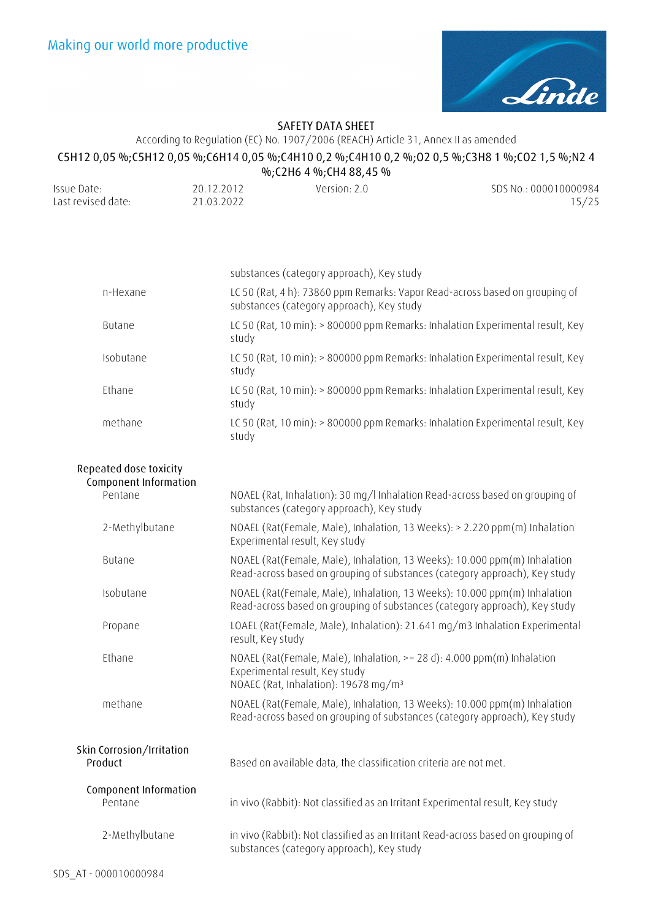| | |
|---|---|
| | substances (category approach), Key study |
| n-Hexane | LC 50 (Rat, 4 h): 73860 ppm Remarks: Vapor Read-across based on grouping of substances (category approach), Key study |
| Butane | LC 50 (Rat, 10 min): > 800000 ppm Remarks: Inhalation Experimental result, Key study |
| Isobutane | LC 50 (Rat, 10 min): > 800000 ppm Remarks: Inhalation Experimental result, Key study |
| Ethane | LC 50 (Rat, 10 min): > 800000 ppm Remarks: Inhalation Experimental result, Key study |
| methane | LC 50 (Rat, 10 min): > 800000 ppm Remarks: Inhalation Experimental result, Key study |

**Repeated dose toxicity**

**Component Information**

| | |
|---|---|
| Pentane | NOAEL (Rat, Inhalation): 30 mg/l Inhalation Read-across based on grouping of substances (category approach), Key study |
| 2-Methylbutane | NOAEL (Rat(Female, Male), Inhalation, 13 Weeks): > 2.220 ppm(m) Inhalation Experimental result, Key study |
| Butane | NOAEL (Rat(Female, Male), Inhalation, 13 Weeks): 10.000 ppm(m) Inhalation Read-across based on grouping of substances (category approach), Key study |
| Isobutane | NOAEL (Rat(Female, Male), Inhalation, 13 Weeks): 10.000 ppm(m) Inhalation Read-across based on grouping of substances (category approach), Key study |
| Propane | LOAEL (Rat(Female, Male), Inhalation): 21.641 mg/m3 Inhalation Experimental result, Key study |
| Ethane | NOAEL (Rat(Female, Male), Inhalation, >= 28 d): 4.000 ppm(m) Inhalation Experimental result, Key study<br>NOAEC (Rat, Inhalation): 19678 mg/m³ |
| methane | NOAEL (Rat(Female, Male), Inhalation, 13 Weeks): 10.000 ppm(m) Inhalation Read-across based on grouping of substances (category approach), Key study |

**Skin Corrosion/Irritation**

**Product**

Based on available data, the classification criteria are not met.

**Component Information**

| | |
|---|---|
| Pentane | in vivo (Rabbit): Not classified as an Irritant Experimental result, Key study |
| 2-Methylbutane | in vivo (Rabbit): Not classified as an Irritant Read-across based on grouping of substances (category approach), Key study |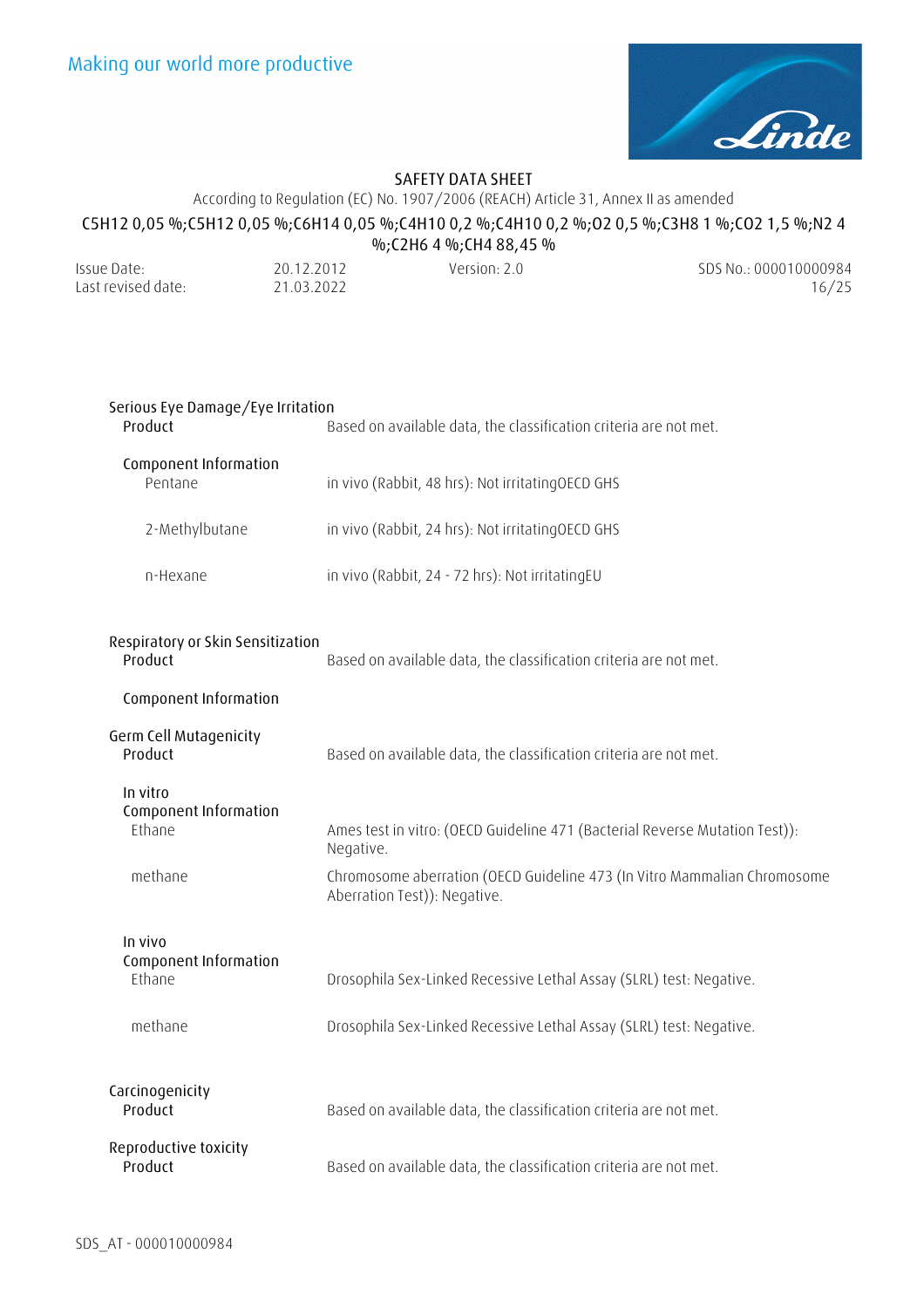### Serious Eye Damage/Eye Irritation

**Product** Based on available data, the classification criteria are not met.

**Component Information**

| | |
|---|---|
| Pentane | in vivo (Rabbit, 48 hrs): Not irritatingOECD GHS |
| 2-Methylbutane | in vivo (Rabbit, 24 hrs): Not irritatingOECD GHS |
| n-Hexane | in vivo (Rabbit, 24 - 72 hrs): Not irritatingEU |

### Respiratory or Skin Sensitization

**Product** Based on available data, the classification criteria are not met.

**Component Information**

### Germ Cell Mutagenicity

**Product** Based on available data, the classification criteria are not met.

**In vitro**
**Component Information**

| | |
|---|---|
| Ethane | Ames test in vitro: (OECD Guideline 471 (Bacterial Reverse Mutation Test)): Negative. |
| methane | Chromosome aberration (OECD Guideline 473 (In Vitro Mammalian Chromosome Aberration Test)): Negative. |

**In vivo**
**Component Information**

| | |
|---|---|
| Ethane | Drosophila Sex-Linked Recessive Lethal Assay (SLRL) test: Negative. |
| methane | Drosophila Sex-Linked Recessive Lethal Assay (SLRL) test: Negative. |

### Carcinogenicity

**Product** Based on available data, the classification criteria are not met.

### Reproductive toxicity

**Product** Based on available data, the classification criteria are not met.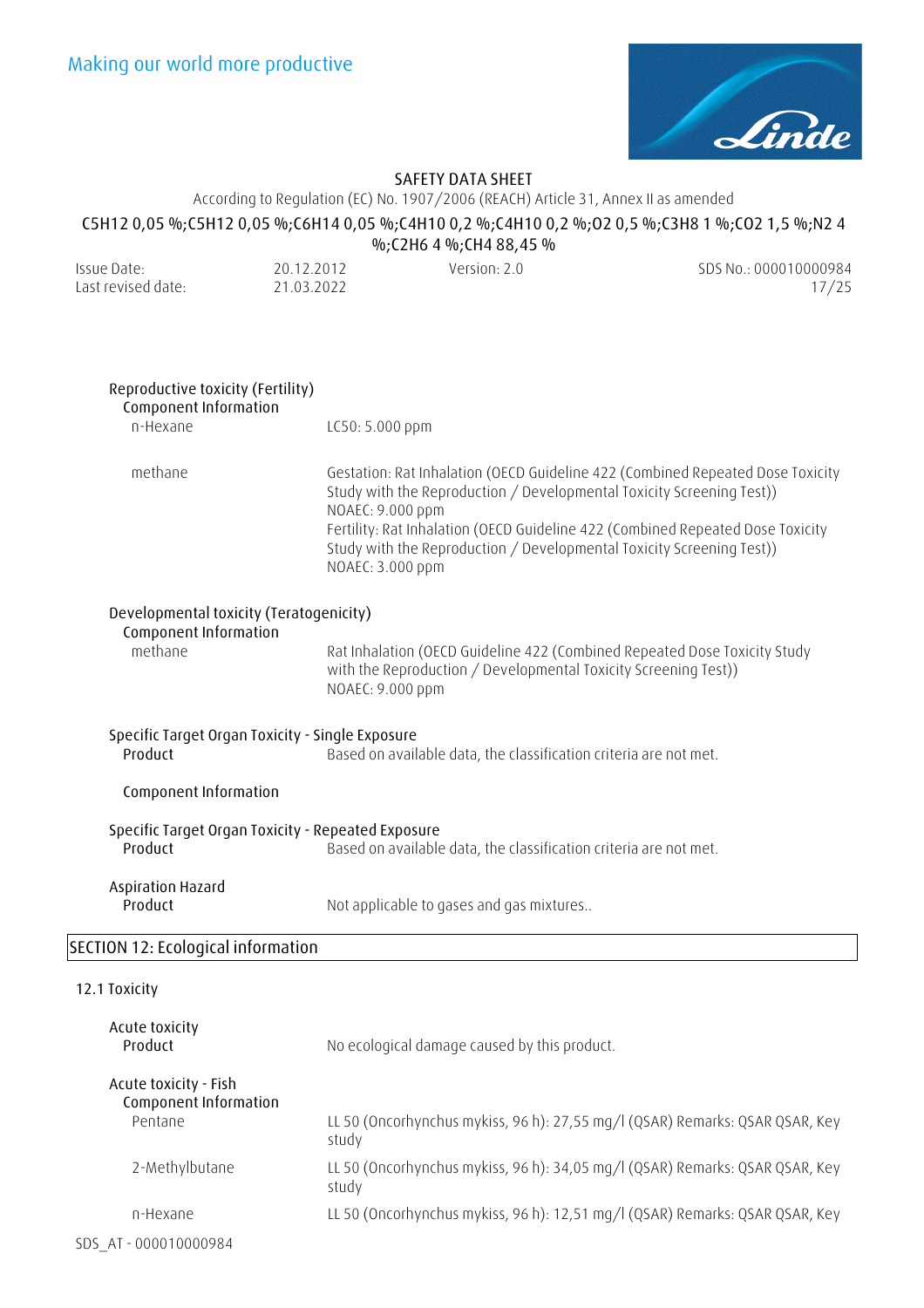Reproductive toxicity (Fertility)

Component Information

| | |
|---|---|
| n-Hexane | LC50: 5.000 ppm |
| methane | Gestation: Rat Inhalation (OECD Guideline 422 (Combined Repeated Dose Toxicity Study with the Reproduction / Developmental Toxicity Screening Test)) NOAEC: 9.000 ppm<br>Fertility: Rat Inhalation (OECD Guideline 422 (Combined Repeated Dose Toxicity Study with the Reproduction / Developmental Toxicity Screening Test)) NOAEC: 3.000 ppm |

Developmental toxicity (Teratogenicity)

Component Information

| | |
|---|---|
| methane | Rat Inhalation (OECD Guideline 422 (Combined Repeated Dose Toxicity Study with the Reproduction / Developmental Toxicity Screening Test)) NOAEC: 9.000 ppm |

Specific Target Organ Toxicity - Single Exposure

| | |
|---|---|
| Product | Based on available data, the classification criteria are not met. |

Component Information

Specific Target Organ Toxicity - Repeated Exposure

| | |
|---|---|
| Product | Based on available data, the classification criteria are not met. |

Aspiration Hazard

| | |
|---|---|
| Product | Not applicable to gases and gas mixtures.. |

## SECTION 12: Ecological information

### 12.1 Toxicity

Acute toxicity

| | |
|---|---|
| Product | No ecological damage caused by this product. |

Acute toxicity - Fish

Component Information

| | |
|---|---|
| Pentane | LL 50 (Oncorhynchus mykiss, 96 h): 27,55 mg/l (QSAR) Remarks: QSAR QSAR, Key study |
| 2-Methylbutane | LL 50 (Oncorhynchus mykiss, 96 h): 34,05 mg/l (QSAR) Remarks: QSAR QSAR, Key study |
| n-Hexane | LL 50 (Oncorhynchus mykiss, 96 h): 12,51 mg/l (QSAR) Remarks: QSAR QSAR, Key |

SDS_AT - 000010000984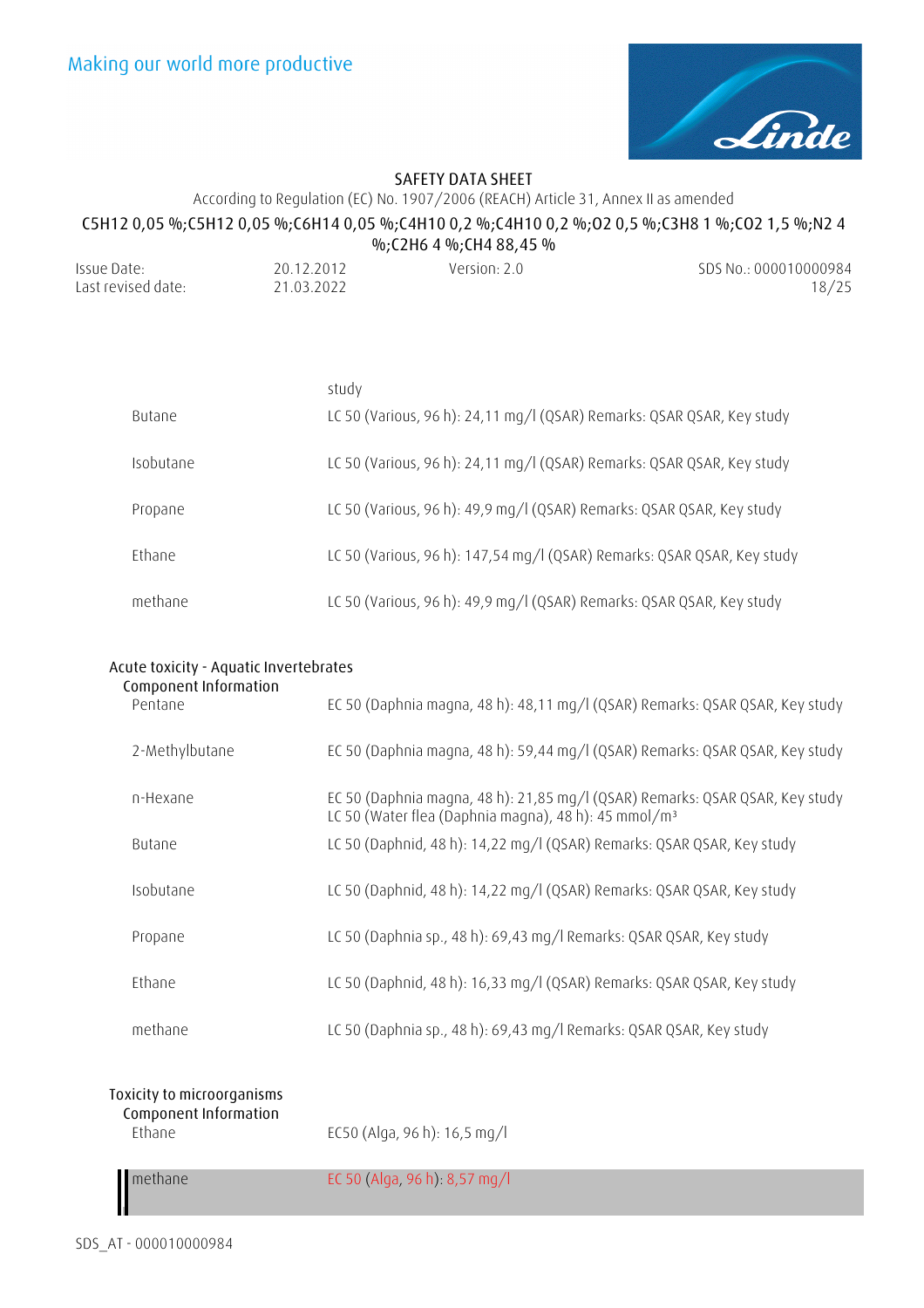|  |  |
|---|---|
|  | study |
| Butane | LC 50 (Various, 96 h): 24,11 mg/l (QSAR) Remarks: QSAR QSAR, Key study |
| Isobutane | LC 50 (Various, 96 h): 24,11 mg/l (QSAR) Remarks: QSAR QSAR, Key study |
| Propane | LC 50 (Various, 96 h): 49,9 mg/l (QSAR) Remarks: QSAR QSAR, Key study |
| Ethane | LC 50 (Various, 96 h): 147,54 mg/l (QSAR) Remarks: QSAR QSAR, Key study |
| methane | LC 50 (Various, 96 h): 49,9 mg/l (QSAR) Remarks: QSAR QSAR, Key study |

**Acute toxicity - Aquatic Invertebrates**

Component Information

|  |  |
|---|---|
| Pentane | EC 50 (Daphnia magna, 48 h): 48,11 mg/l (QSAR) Remarks: QSAR QSAR, Key study |
| 2-Methylbutane | EC 50 (Daphnia magna, 48 h): 59,44 mg/l (QSAR) Remarks: QSAR QSAR, Key study |
| n-Hexane | EC 50 (Daphnia magna, 48 h): 21,85 mg/l (QSAR) Remarks: QSAR QSAR, Key study<br>LC 50 (Water flea (Daphnia magna), 48 h): 45 mmol/m³ |
| Butane | LC 50 (Daphnid, 48 h): 14,22 mg/l (QSAR) Remarks: QSAR QSAR, Key study |
| Isobutane | LC 50 (Daphnid, 48 h): 14,22 mg/l (QSAR) Remarks: QSAR QSAR, Key study |
| Propane | LC 50 (Daphnia sp., 48 h): 69,43 mg/l Remarks: QSAR QSAR, Key study |
| Ethane | LC 50 (Daphnid, 48 h): 16,33 mg/l (QSAR) Remarks: QSAR QSAR, Key study |
| methane | LC 50 (Daphnia sp., 48 h): 69,43 mg/l Remarks: QSAR QSAR, Key study |

**Toxicity to microorganisms**

Component Information

|  |  |
|---|---|
| Ethane | EC50 (Alga, 96 h): 16,5 mg/l |
| methane | EC 50 (Alga, 96 h): 8,57 mg/l |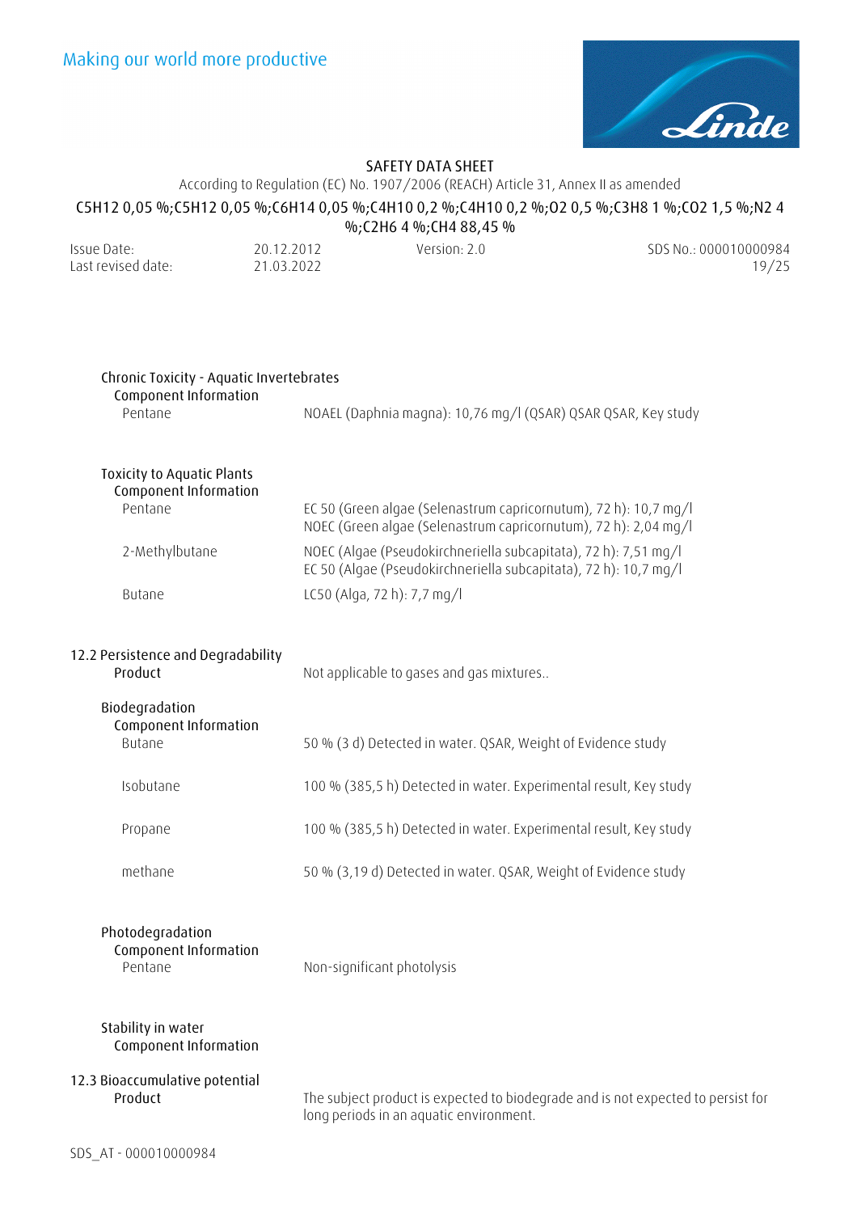**Chronic Toxicity - Aquatic Invertebrates**

Component Information

| | |
|---|---|
| Pentane | NOAEL (Daphnia magna): 10,76 mg/l (QSAR) QSAR QSAR, Key study |

**Toxicity to Aquatic Plants**

Component Information

| | |
|---|---|
| Pentane | EC 50 (Green algae (Selenastrum capricornutum), 72 h): 10,7 mg/l<br>NOEC (Green algae (Selenastrum capricornutum), 72 h): 2,04 mg/l |
| 2-Methylbutane | NOEC (Algae (Pseudokirchneriella subcapitata), 72 h): 7,51 mg/l<br>EC 50 (Algae (Pseudokirchneriella subcapitata), 72 h): 10,7 mg/l |
| Butane | LC50 (Alga, 72 h): 7,7 mg/l |

## 12.2 Persistence and Degradability

| | |
|---|---|
| Product | Not applicable to gases and gas mixtures.. |

**Biodegradation**

Component Information

| | |
|---|---|
| Butane | 50 % (3 d) Detected in water. QSAR, Weight of Evidence study |
| Isobutane | 100 % (385,5 h) Detected in water. Experimental result, Key study |
| Propane | 100 % (385,5 h) Detected in water. Experimental result, Key study |
| methane | 50 % (3,19 d) Detected in water. QSAR, Weight of Evidence study |

**Photodegradation**

Component Information

| | |
|---|---|
| Pentane | Non-significant photolysis |

**Stability in water**

Component Information

## 12.3 Bioaccumulative potential

| | |
|---|---|
| Product | The subject product is expected to biodegrade and is not expected to persist for long periods in an aquatic environment. |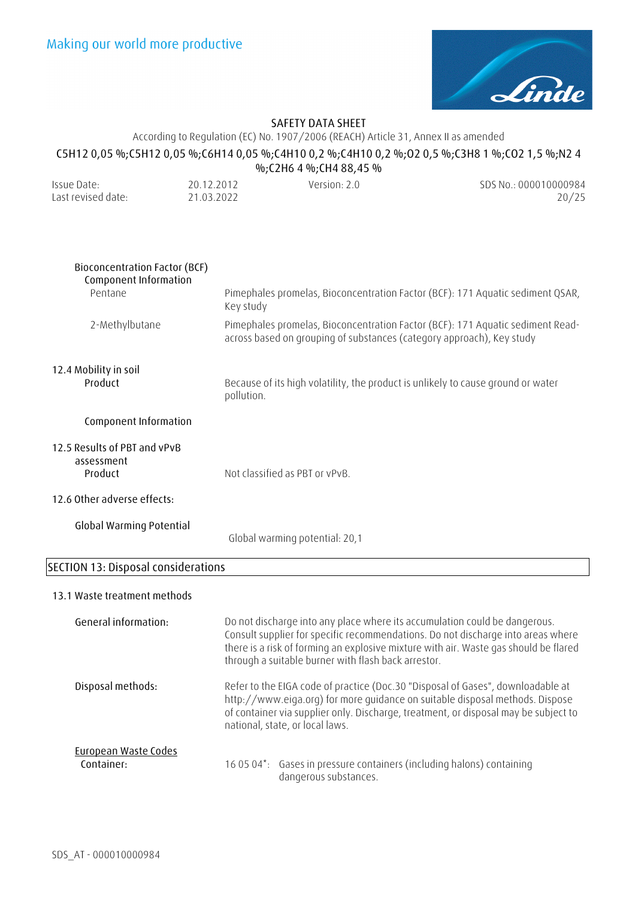Bioconcentration Factor (BCF)

Component Information

| | |
|---|---|
| Pentane | Pimephales promelas, Bioconcentration Factor (BCF): 171 Aquatic sediment QSAR, Key study |
| 2-Methylbutane | Pimephales promelas, Bioconcentration Factor (BCF): 171 Aquatic sediment Read-across based on grouping of substances (category approach), Key study |

12.4 Mobility in soil

Product: Because of its high volatility, the product is unlikely to cause ground or water pollution.

Component Information

12.5 Results of PBT and vPvB assessment

Product: Not classified as PBT or vPvB.

12.6 Other adverse effects:

Global Warming Potential: Global warming potential: 20,1

## SECTION 13: Disposal considerations

13.1 Waste treatment methods

General information: Do not discharge into any place where its accumulation could be dangerous. Consult supplier for specific recommendations. Do not discharge into areas where there is a risk of forming an explosive mixture with air. Waste gas should be flared through a suitable burner with flash back arrestor.

Disposal methods: Refer to the EIGA code of practice (Doc.30 "Disposal of Gases", downloadable at http://www.eiga.org) for more guidance on suitable disposal methods. Dispose of container via supplier only. Discharge, treatment, or disposal may be subject to national, state, or local laws.

<u>European Waste Codes</u>

Container: 16 05 04*: Gases in pressure containers (including halons) containing dangerous substances.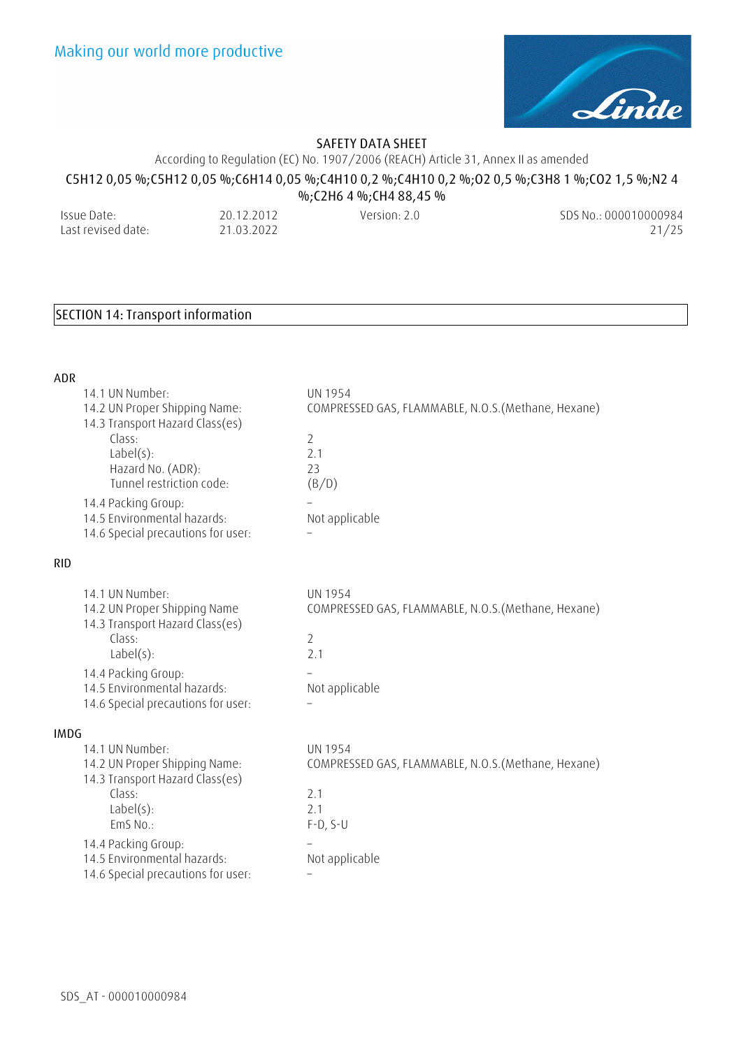Making our world more productive

SAFETY DATA SHEET

According to Regulation (EC) No. 1907/2006 (REACH) Article 31, Annex II as amended

$C_5H_{12}$ 0,05 %;$C_5H_{12}$ 0,05 %;$C_6H_{14}$ 0,05 %;$C_4H_{10}$ 0,2 %;$C_4H_{10}$ 0,2 %;$O_2$ 0,5 %;$C_3H_8$ 1 %;$CO_2$ 1,5 %;$N_2$ 4 %;$C_2H_6$ 4 %;$CH_4$ 88,45 %

| Issue Date: | 20.12.2012 | Version: 2.0 | SDS No.: 000010000984 |
|---|---|---|---|
| Last revised date: | 21.03.2022 | | |

## SECTION 14: Transport information

### ADR

| | |
|---|---|
| 14.1 UN Number: | UN 1954 |
| 14.2 UN Proper Shipping Name: | COMPRESSED GAS, FLAMMABLE, N.O.S.(Methane, Hexane) |
| 14.3 Transport Hazard Class(es) | |
| Class: | 2 |
| Label(s): | 2.1 |
| Hazard No. (ADR): | 23 |
| Tunnel restriction code: | (B/D) |
| 14.4 Packing Group: | – |
| 14.5 Environmental hazards: | Not applicable |
| 14.6 Special precautions for user: | – |

### RID

| | |
|---|---|
| 14.1 UN Number: | UN 1954 |
| 14.2 UN Proper Shipping Name | COMPRESSED GAS, FLAMMABLE, N.O.S.(Methane, Hexane) |
| 14.3 Transport Hazard Class(es) | |
| Class: | 2 |
| Label(s): | 2.1 |
| 14.4 Packing Group: | – |
| 14.5 Environmental hazards: | Not applicable |
| 14.6 Special precautions for user: | – |

### IMDG

| | |
|---|---|
| 14.1 UN Number: | UN 1954 |
| 14.2 UN Proper Shipping Name: | COMPRESSED GAS, FLAMMABLE, N.O.S.(Methane, Hexane) |
| 14.3 Transport Hazard Class(es) | |
| Class: | 2.1 |
| Label(s): | 2.1 |
| EmS No.: | F-D, S-U |
| 14.4 Packing Group: | – |
| 14.5 Environmental hazards: | Not applicable |
| 14.6 Special precautions for user: | – |

SDS_AT - 000010000984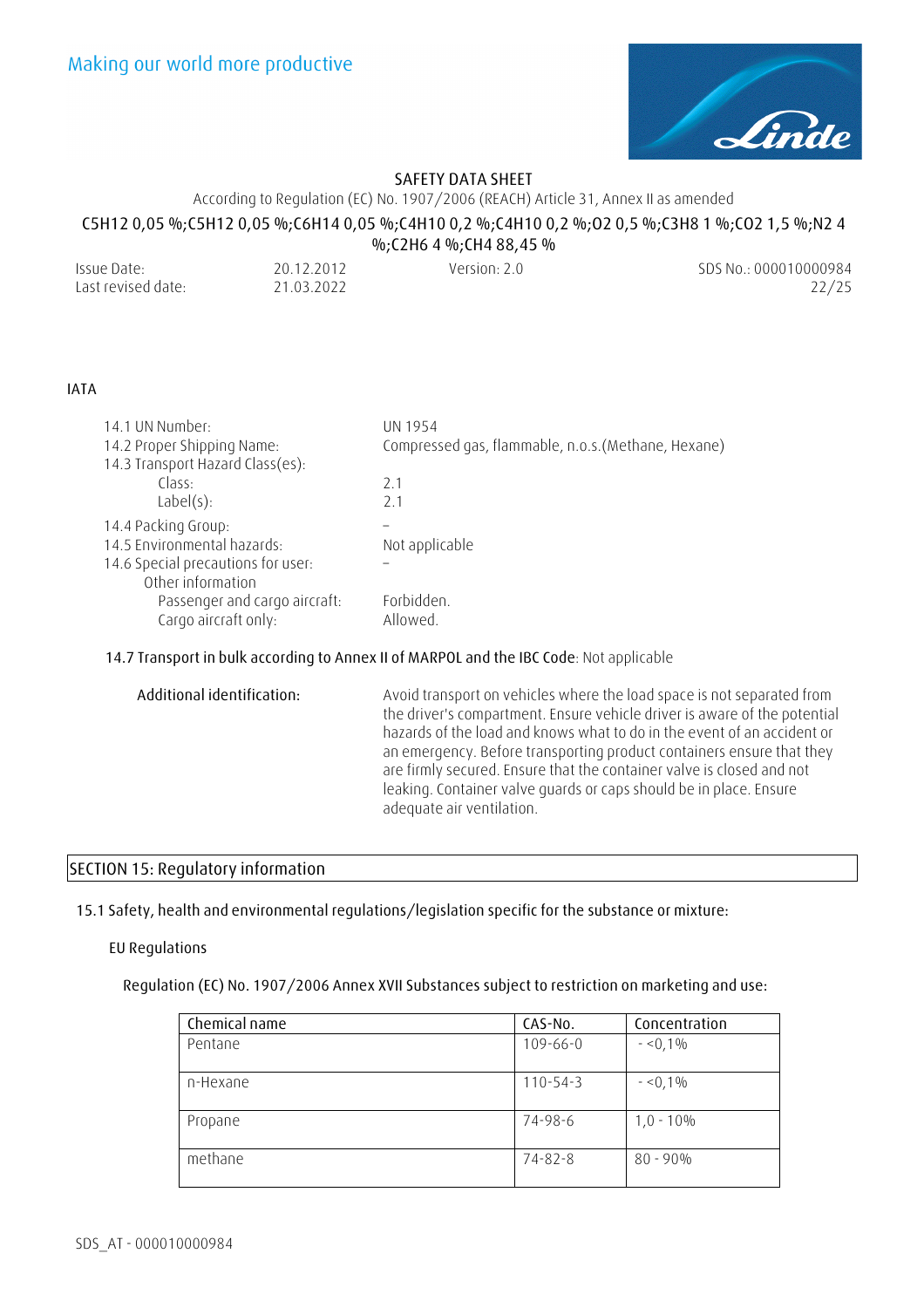IATA

| | |
|---|---|
| 14.1 UN Number: | UN 1954 |
| 14.2 Proper Shipping Name: | Compressed gas, flammable, n.o.s.(Methane, Hexane) |
| 14.3 Transport Hazard Class(es): | |
| Class: | 2.1 |
| Label(s): | 2.1 |
| 14.4 Packing Group: | – |
| 14.5 Environmental hazards: | Not applicable |
| 14.6 Special precautions for user: | – |
| Other information | |
| Passenger and cargo aircraft: | Forbidden. |
| Cargo aircraft only: | Allowed. |

**14.7 Transport in bulk according to Annex II of MARPOL and the IBC Code**: Not applicable

**Additional identification:** Avoid transport on vehicles where the load space is not separated from the driver's compartment. Ensure vehicle driver is aware of the potential hazards of the load and knows what to do in the event of an accident or an emergency. Before transporting product containers ensure that they are firmly secured. Ensure that the container valve is closed and not leaking. Container valve guards or caps should be in place. Ensure adequate air ventilation.

## SECTION 15: Regulatory information

15.1 Safety, health and environmental regulations/legislation specific for the substance or mixture:

EU Regulations

Regulation (EC) No. 1907/2006 Annex XVII Substances subject to restriction on marketing and use:

| Chemical name | CAS-No. | Concentration |
|---|---|---|
| Pentane | 109-66-0 | - <0,1% |
| n-Hexane | 110-54-3 | - <0,1% |
| Propane | 74-98-6 | 1,0 - 10% |
| methane | 74-82-8 | 80 - 90% |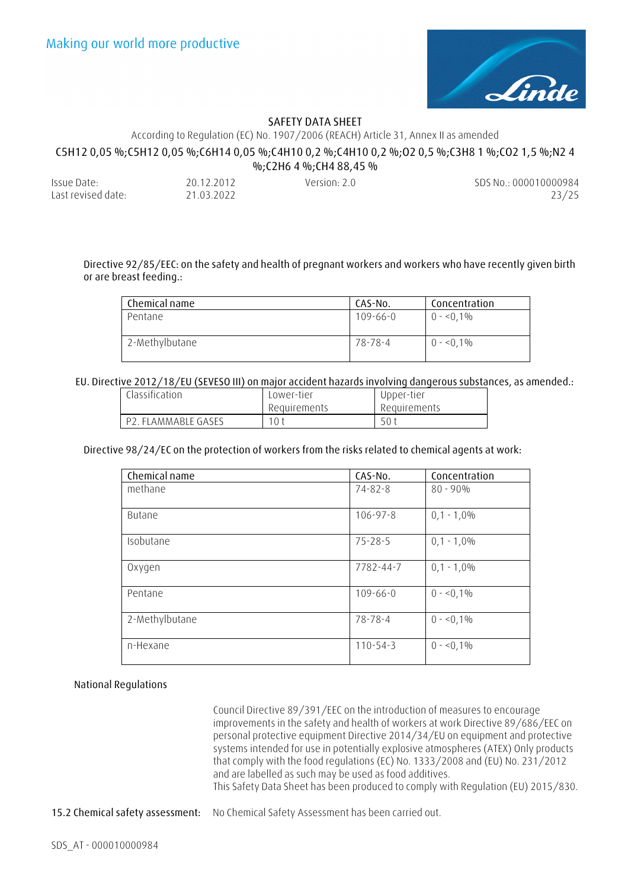Directive 92/85/EEC: on the safety and health of pregnant workers and workers who have recently given birth or are breast feeding.:

| Chemical name | CAS-No. | Concentration |
|---|---|---|
| Pentane | 109-66-0 | 0 - <0,1% |
| 2-Methylbutane | 78-78-4 | 0 - <0,1% |

EU. Directive 2012/18/EU (SEVESO III) on major accident hazards involving dangerous substances, as amended.:

| Classification | Lower-tier Requirements | Upper-tier Requirements |
|---|---|---|
| P2. FLAMMABLE GASES | 10 t | 50 t |

Directive 98/24/EC on the protection of workers from the risks related to chemical agents at work:

| Chemical name | CAS-No. | Concentration |
|---|---|---|
| methane | 74-82-8 | 80 - 90% |
| Butane | 106-97-8 | 0,1 - 1,0% |
| Isobutane | 75-28-5 | 0,1 - 1,0% |
| Oxygen | 7782-44-7 | 0,1 - 1,0% |
| Pentane | 109-66-0 | 0 - <0,1% |
| 2-Methylbutane | 78-78-4 | 0 - <0,1% |
| n-Hexane | 110-54-3 | 0 - <0,1% |

National Regulations

Council Directive 89/391/EEC on the introduction of measures to encourage improvements in the safety and health of workers at work Directive 89/686/EEC on personal protective equipment Directive 2014/34/EU on equipment and protective systems intended for use in potentially explosive atmospheres (ATEX) Only products that comply with the food regulations (EC) No. 1333/2008 and (EU) No. 231/2012 and are labelled as such may be used as food additives.
This Safety Data Sheet has been produced to comply with Regulation (EU) 2015/830.

**15.2 Chemical safety assessment:** No Chemical Safety Assessment has been carried out.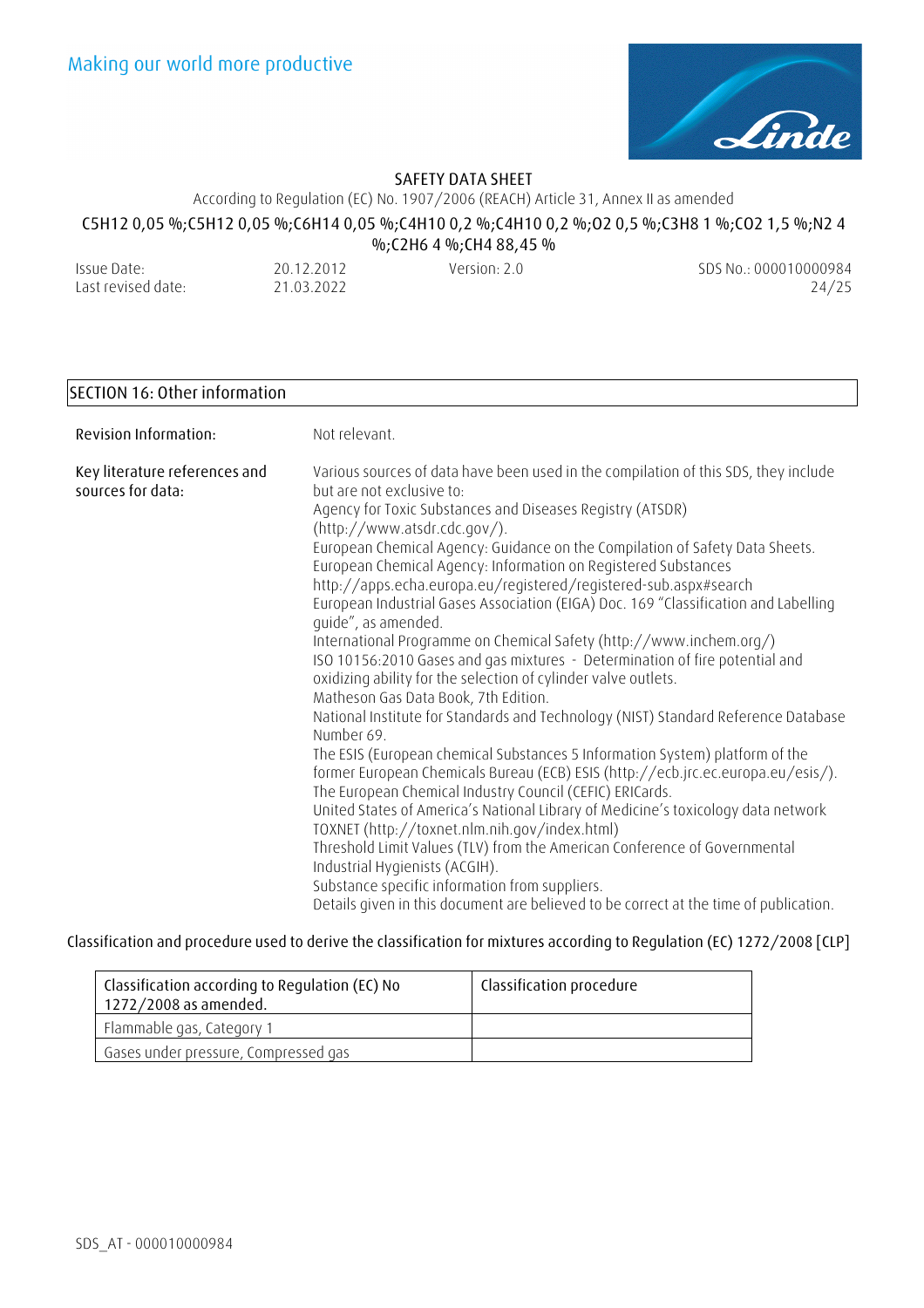## SECTION 16: Other information

**Revision Information:** Not relevant.

**Key literature references and sources for data:**

Various sources of data have been used in the compilation of this SDS, they include but are not exclusive to:
Agency for Toxic Substances and Diseases Registry (ATSDR) (http://www.atsdr.cdc.gov/).
European Chemical Agency: Guidance on the Compilation of Safety Data Sheets.
European Chemical Agency: Information on Registered Substances http://apps.echa.europa.eu/registered/registered-sub.aspx#search
European Industrial Gases Association (EIGA) Doc. 169 "Classification and Labelling guide", as amended.
International Programme on Chemical Safety (http://www.inchem.org/)
ISO 10156:2010 Gases and gas mixtures - Determination of fire potential and oxidizing ability for the selection of cylinder valve outlets.
Matheson Gas Data Book, 7th Edition.
National Institute for Standards and Technology (NIST) Standard Reference Database Number 69.
The ESIS (European chemical Substances 5 Information System) platform of the former European Chemicals Bureau (ECB) ESIS (http://ecb.jrc.ec.europa.eu/esis/).
The European Chemical Industry Council (CEFIC) ERICards.
United States of America's National Library of Medicine's toxicology data network TOXNET (http://toxnet.nlm.nih.gov/index.html)
Threshold Limit Values (TLV) from the American Conference of Governmental Industrial Hygienists (ACGIH).
Substance specific information from suppliers.
Details given in this document are believed to be correct at the time of publication.

Classification and procedure used to derive the classification for mixtures according to Regulation (EC) 1272/2008 [CLP]

| Classification according to Regulation (EC) No 1272/2008 as amended. | Classification procedure |
|---|---|
| Flammable gas, Category 1 | |
| Gases under pressure, Compressed gas | |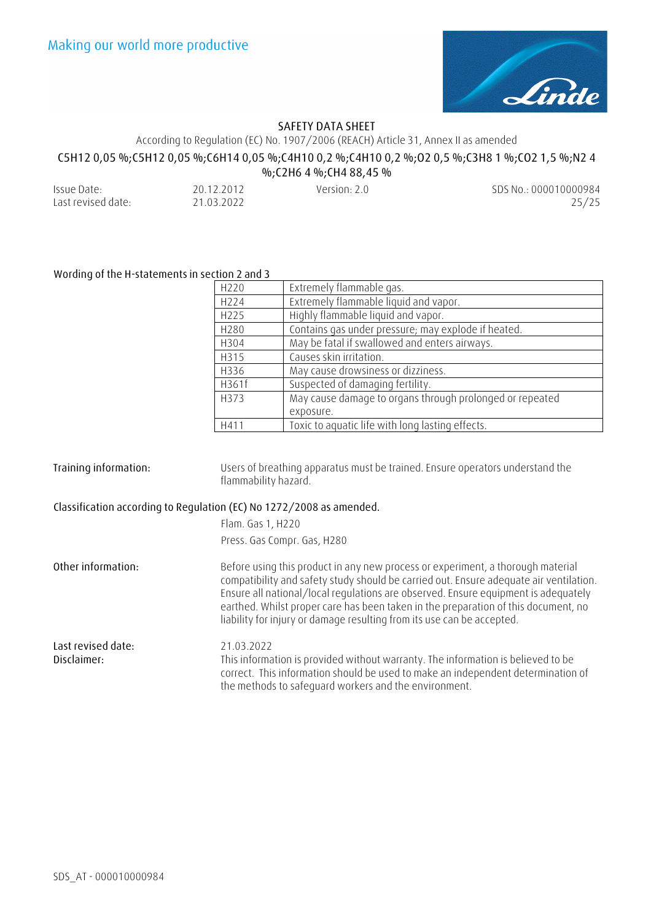Wording of the H-statements in section 2 and 3

| | |
|---|---|
| H220 | Extremely flammable gas. |
| H224 | Extremely flammable liquid and vapor. |
| H225 | Highly flammable liquid and vapor. |
| H280 | Contains gas under pressure; may explode if heated. |
| H304 | May be fatal if swallowed and enters airways. |
| H315 | Causes skin irritation. |
| H336 | May cause drowsiness or dizziness. |
| H361f | Suspected of damaging fertility. |
| H373 | May cause damage to organs through prolonged or repeated exposure. |
| H411 | Toxic to aquatic life with long lasting effects. |

**Training information:** Users of breathing apparatus must be trained. Ensure operators understand the flammability hazard.

**Classification according to Regulation (EC) No 1272/2008 as amended.**

Flam. Gas 1, H220

Press. Gas Compr. Gas, H280

**Other information:** Before using this product in any new process or experiment, a thorough material compatibility and safety study should be carried out. Ensure adequate air ventilation. Ensure all national/local regulations are observed. Ensure equipment is adequately earthed. Whilst proper care has been taken in the preparation of this document, no liability for injury or damage resulting from its use can be accepted.

**Last revised date:** 21.03.2022

**Disclaimer:** This information is provided without warranty. The information is believed to be correct. This information should be used to make an independent determination of the methods to safeguard workers and the environment.